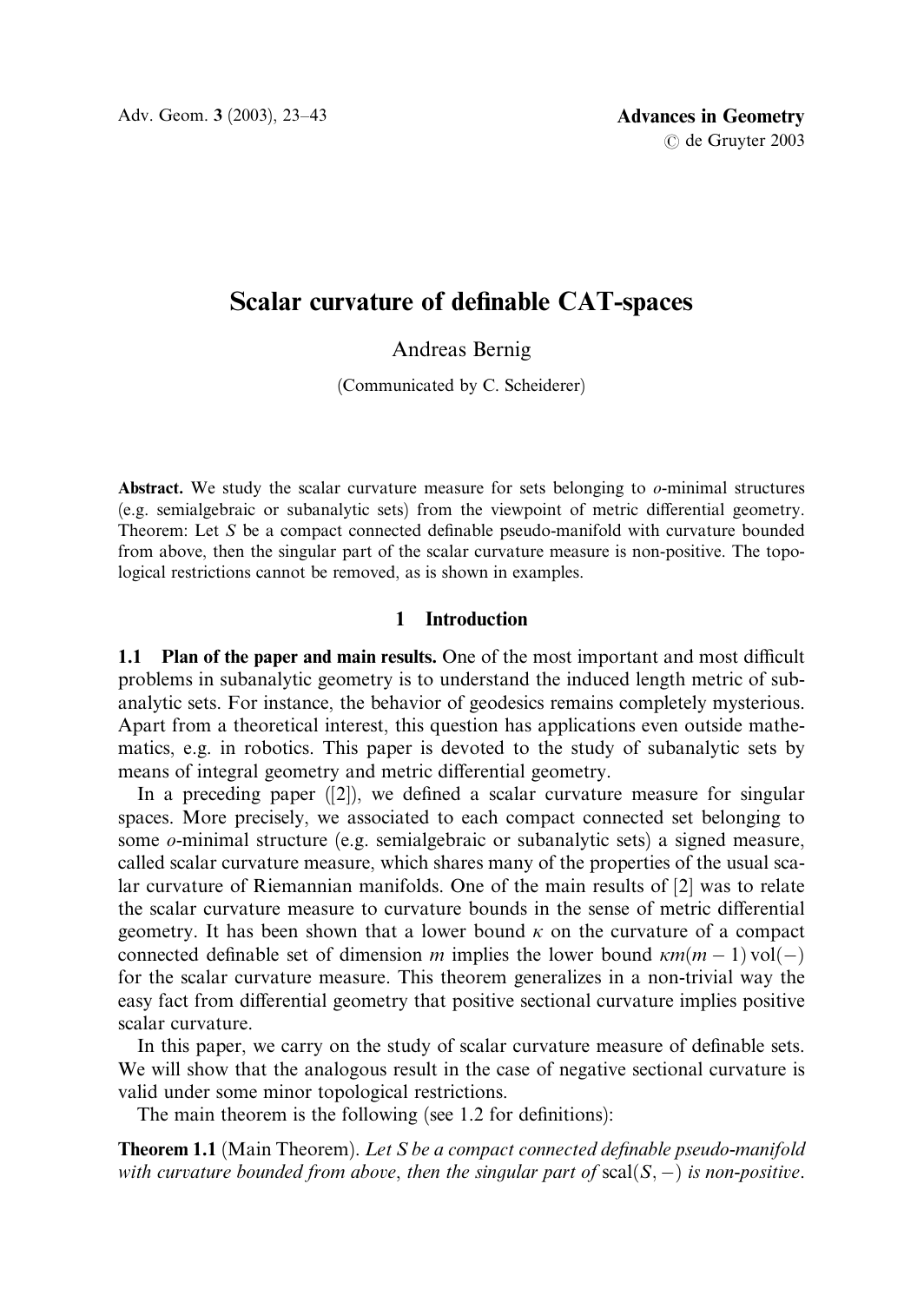# Scalar curvature of definable CAT-spaces

Andreas Bernig

(Communicated by C. Scheiderer)

**Abstract.** We study the scalar curvature measure for sets belonging to *o*-minimal structures (e.g. semialgebraic or subanalytic sets) from the viewpoint of metric differential geometry. Theorem: Let $S$ be a compact connected definable pseudo-manifold with curvature bounded from above, then the singular part of the scalar curvature measure is non-positive. The topological restrictions cannot be removed, as is shown in examples.

## 1 Introduction

**1.1 Plan of the paper and main results.** One of the most important and most difficult problems in subanalytic geometry is to understand the induced length metric of subanalytic sets. For instance, the behavior of geodesics remains completely mysterious. Apart from a theoretical interest, this question has applications even outside mathematics, e.g. in robotics. This paper is devoted to the study of subanalytic sets by means of integral geometry and metric differential geometry.

In a preceding paper ([2]), we defined a scalar curvature measure for singular spaces. More precisely, we associated to each compact connected set belonging to some *o*-minimal structure (e.g. semialgebraic or subanalytic sets) a signed measure, called scalar curvature measure, which shares many of the properties of the usual scalar curvature of Riemannian manifolds. One of the main results of [2] was to relate the scalar curvature measure to curvature bounds in the sense of metric differential geometry. It has been shown that a lower bound $\kappa$ on the curvature of a compact connected definable set of dimension $m$ implies the lower bound $\kappa m(m-1)\operatorname{vol}(-)$ for the scalar curvature measure. This theorem generalizes in a non-trivial way the easy fact from differential geometry that positive sectional curvature implies positive scalar curvature.

In this paper, we carry on the study of scalar curvature measure of definable sets. We will show that the analogous result in the case of negative sectional curvature is valid under some minor topological restrictions.

The main theorem is the following (see 1.2 for definitions):

**Theorem 1.1** (Main Theorem). *Let $S$ be a compact connected definable pseudo-manifold with curvature bounded from above, then the singular part of* $\operatorname{scal}(S,-)$ *is non-positive.*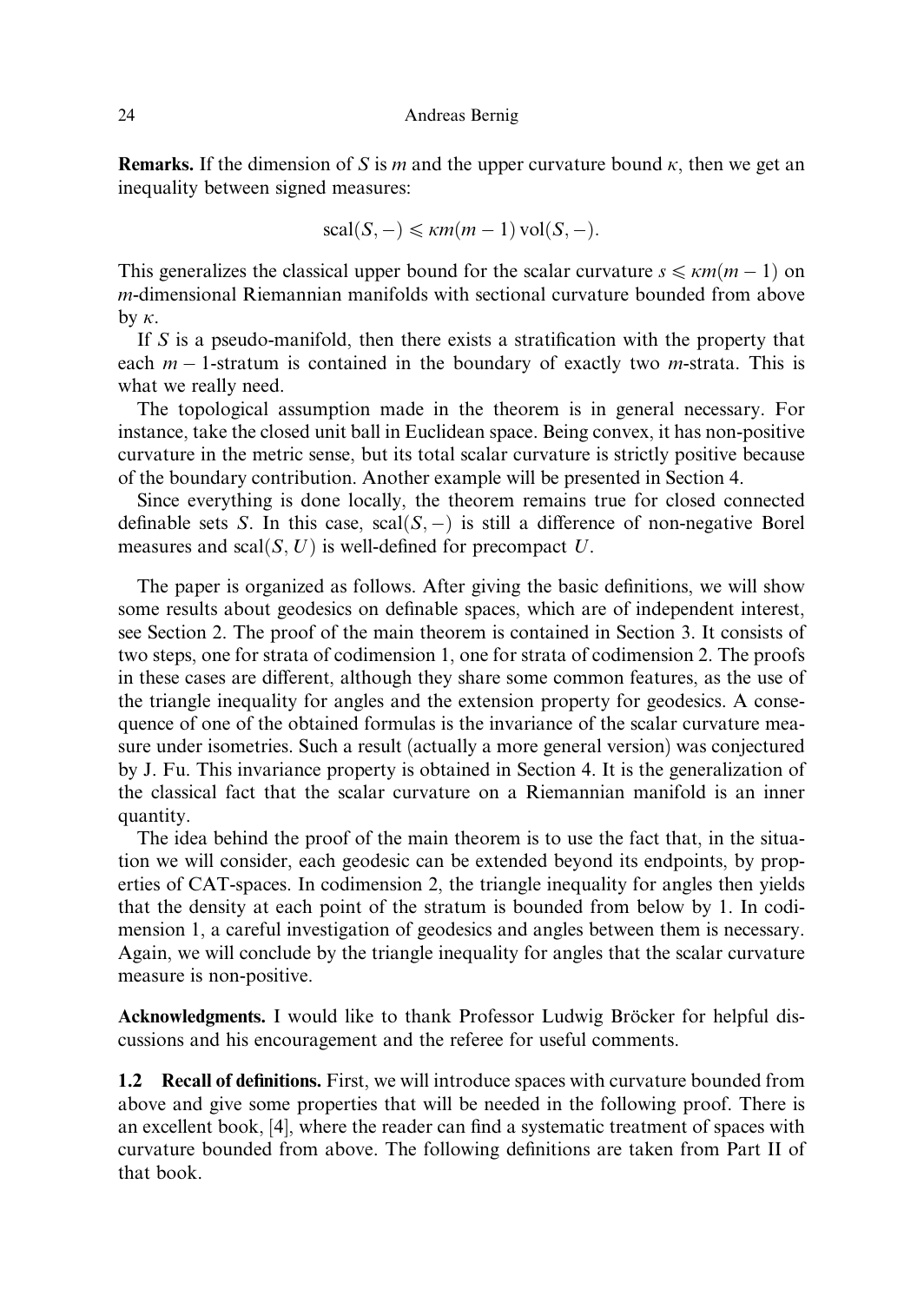**Remarks.** If the dimension of $S$ is $m$ and the upper curvature bound $\kappa$, then we get an inequality between signed measures:

$$\operatorname{scal}(S, -) \leqslant \kappa m(m-1) \operatorname{vol}(S, -).$$

This generalizes the classical upper bound for the scalar curvature $s \leqslant \kappa m(m-1)$ on $m$-dimensional Riemannian manifolds with sectional curvature bounded from above by $\kappa$.

If $S$ is a pseudo-manifold, then there exists a stratification with the property that each $m-1$-stratum is contained in the boundary of exactly two $m$-strata. This is what we really need.

The topological assumption made in the theorem is in general necessary. For instance, take the closed unit ball in Euclidean space. Being convex, it has non-positive curvature in the metric sense, but its total scalar curvature is strictly positive because of the boundary contribution. Another example will be presented in Section 4.

Since everything is done locally, the theorem remains true for closed connected definable sets $S$. In this case, $\operatorname{scal}(S, -)$ is still a difference of non-negative Borel measures and $\operatorname{scal}(S, U)$ is well-defined for precompact $U$.

The paper is organized as follows. After giving the basic definitions, we will show some results about geodesics on definable spaces, which are of independent interest, see Section 2. The proof of the main theorem is contained in Section 3. It consists of two steps, one for strata of codimension 1, one for strata of codimension 2. The proofs in these cases are different, although they share some common features, as the use of the triangle inequality for angles and the extension property for geodesics. A consequence of one of the obtained formulas is the invariance of the scalar curvature measure under isometries. Such a result (actually a more general version) was conjectured by J. Fu. This invariance property is obtained in Section 4. It is the generalization of the classical fact that the scalar curvature on a Riemannian manifold is an inner quantity.

The idea behind the proof of the main theorem is to use the fact that, in the situation we will consider, each geodesic can be extended beyond its endpoints, by properties of CAT-spaces. In codimension 2, the triangle inequality for angles then yields that the density at each point of the stratum is bounded from below by 1. In codimension 1, a careful investigation of geodesics and angles between them is necessary. Again, we will conclude by the triangle inequality for angles that the scalar curvature measure is non-positive.

**Acknowledgments.** I would like to thank Professor Ludwig Bröcker for helpful discussions and his encouragement and the referee for useful comments.

**1.2 Recall of definitions.** First, we will introduce spaces with curvature bounded from above and give some properties that will be needed in the following proof. There is an excellent book, [4], where the reader can find a systematic treatment of spaces with curvature bounded from above. The following definitions are taken from Part II of that book.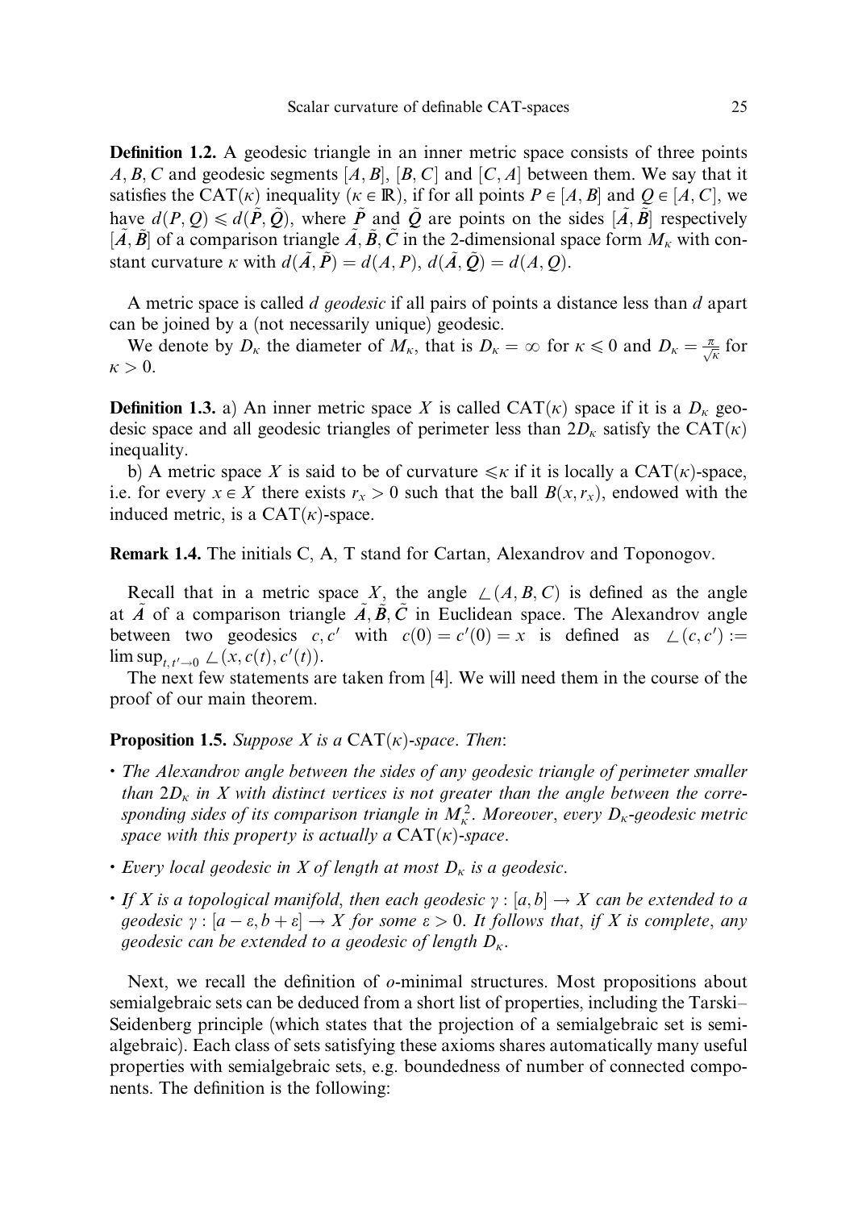**Definition 1.2.** A geodesic triangle in an inner metric space consists of three points $A, B, C$ and geodesic segments $[A, B]$, $[B, C]$ and $[C, A]$ between them. We say that it satisfies the $\mathrm{CAT}(\kappa)$ inequality ($\kappa \in \mathbb{R}$), if for all points $P \in [A, B]$ and $Q \in [A, C]$, we have $d(P, Q) \leqslant d(\tilde{P}, \tilde{Q})$, where $\tilde{P}$ and $\tilde{Q}$ are points on the sides $[\tilde{A}, \tilde{B}]$ respectively $[\tilde{A}, \tilde{B}]$ of a comparison triangle $\tilde{A}, \tilde{B}, \tilde{C}$ in the 2-dimensional space form $M_\kappa$ with constant curvature $\kappa$ with $d(\tilde{A}, \tilde{P}) = d(A, P)$, $d(\tilde{A}, \tilde{Q}) = d(A, Q)$.

A metric space is called *d geodesic* if all pairs of points a distance less than $d$ apart can be joined by a (not necessarily unique) geodesic.

We denote by $D_\kappa$ the diameter of $M_\kappa$, that is $D_\kappa = \infty$ for $\kappa \leqslant 0$ and $D_\kappa = \frac{\pi}{\sqrt{\kappa}}$ for $\kappa > 0$.

**Definition 1.3.** a) An inner metric space $X$ is called $\mathrm{CAT}(\kappa)$ space if it is a $D_\kappa$ geodesic space and all geodesic triangles of perimeter less than $2D_\kappa$ satisfy the $\mathrm{CAT}(\kappa)$ inequality.

b) A metric space $X$ is said to be of curvature $\leqslant \kappa$ if it is locally a $\mathrm{CAT}(\kappa)$-space, i.e. for every $x \in X$ there exists $r_x > 0$ such that the ball $B(x, r_x)$, endowed with the induced metric, is a $\mathrm{CAT}(\kappa)$-space.

**Remark 1.4.** The initials C, A, T stand for Cartan, Alexandrov and Toponogov.

Recall that in a metric space $X$, the angle $\angle(A, B, C)$ is defined as the angle at $\tilde{A}$ of a comparison triangle $\tilde{A}, \tilde{B}, \tilde{C}$ in Euclidean space. The Alexandrov angle between two geodesics $c, c'$ with $c(0) = c'(0) = x$ is defined as $\angle(c, c') := \limsup_{t, t' \to 0} \angle(x, c(t), c'(t))$.

The next few statements are taken from [4]. We will need them in the course of the proof of our main theorem.

**Proposition 1.5.** *Suppose $X$ is a $\mathrm{CAT}(\kappa)$-space. Then:*

- *The Alexandrov angle between the sides of any geodesic triangle of perimeter smaller than $2D_\kappa$ in $X$ with distinct vertices is not greater than the angle between the corresponding sides of its comparison triangle in $M_\kappa^2$. Moreover, every $D_\kappa$-geodesic metric space with this property is actually a $\mathrm{CAT}(\kappa)$-space.*
- *Every local geodesic in $X$ of length at most $D_\kappa$ is a geodesic.*
- *If $X$ is a topological manifold, then each geodesic $\gamma : [a, b] \to X$ can be extended to a geodesic $\gamma : [a - \varepsilon, b + \varepsilon] \to X$ for some $\varepsilon > 0$. It follows that, if $X$ is complete, any geodesic can be extended to a geodesic of length $D_\kappa$.*

Next, we recall the definition of *o*-minimal structures. Most propositions about semialgebraic sets can be deduced from a short list of properties, including the Tarski–Seidenberg principle (which states that the projection of a semialgebraic set is semialgebraic). Each class of sets satisfying these axioms shares automatically many useful properties with semialgebraic sets, e.g. boundedness of number of connected components. The definition is the following: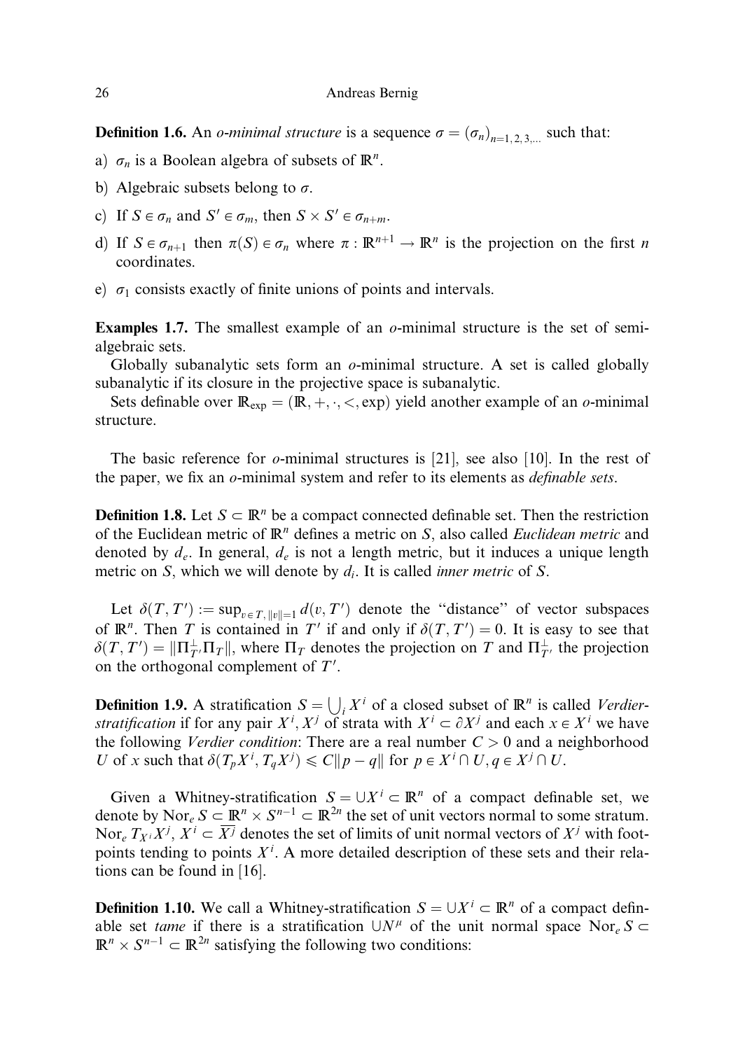**Definition 1.6.** An *o-minimal structure* is a sequence $\sigma = (\sigma_n)_{n=1,2,3,\dots}$ such that:

a) $\sigma_n$ is a Boolean algebra of subsets of $\mathbb{R}^n$.

b) Algebraic subsets belong to $\sigma$.

c) If $S \in \sigma_n$ and $S' \in \sigma_m$, then $S \times S' \in \sigma_{n+m}$.

d) If $S \in \sigma_{n+1}$ then $\pi(S) \in \sigma_n$ where $\pi : \mathbb{R}^{n+1} \to \mathbb{R}^n$ is the projection on the first $n$ coordinates.

e) $\sigma_1$ consists exactly of finite unions of points and intervals.

**Examples 1.7.** The smallest example of an $o$-minimal structure is the set of semi-algebraic sets.

Globally subanalytic sets form an $o$-minimal structure. A set is called globally subanalytic if its closure in the projective space is subanalytic.

Sets definable over $\mathbb{R}_{\exp} = (\mathbb{R}, +, \cdot, <, \exp)$ yield another example of an $o$-minimal structure.

The basic reference for $o$-minimal structures is [21], see also [10]. In the rest of the paper, we fix an $o$-minimal system and refer to its elements as *definable sets*.

**Definition 1.8.** Let $S \subset \mathbb{R}^n$ be a compact connected definable set. Then the restriction of the Euclidean metric of $\mathbb{R}^n$ defines a metric on $S$, also called *Euclidean metric* and denoted by $d_e$. In general, $d_e$ is not a length metric, but it induces a unique length metric on $S$, which we will denote by $d_i$. It is called *inner metric* of $S$.

Let $\delta(T, T') := \sup_{v \in T, \|v\|=1} d(v, T')$ denote the "distance" of vector subspaces of $\mathbb{R}^n$. Then $T$ is contained in $T'$ if and only if $\delta(T, T') = 0$. It is easy to see that $\delta(T, T') = \|\Pi_{T'}^\perp \Pi_T\|$, where $\Pi_T$ denotes the projection on $T$ and $\Pi_{T'}^\perp$ the projection on the orthogonal complement of $T'$.

**Definition 1.9.** A stratification $S = \bigcup_i X^i$ of a closed subset of $\mathbb{R}^n$ is called *Verdier-stratification* if for any pair $X^i, X^j$ of strata with $X^i \subset \partial X^j$ and each $x \in X^i$ we have the following *Verdier condition*: There are a real number $C > 0$ and a neighborhood $U$ of $x$ such that $\delta(T_p X^i, T_q X^j) \leqslant C\|p - q\|$ for $p \in X^i \cap U, q \in X^j \cap U$.

Given a Whitney-stratification $S = \cup X^i \subset \mathbb{R}^n$ of a compact definable set, we denote by $\operatorname{Nor}_e S \subset \mathbb{R}^n \times S^{n-1} \subset \mathbb{R}^{2n}$ the set of unit vectors normal to some stratum. $\operatorname{Nor}_e T_{X^i} X^j$, $X^i \subset \overline{X^j}$ denotes the set of limits of unit normal vectors of $X^j$ with foot-points tending to points $X^i$. A more detailed description of these sets and their relations can be found in [16].

**Definition 1.10.** We call a Whitney-stratification $S = \cup X^i \subset \mathbb{R}^n$ of a compact definable set *tame* if there is a stratification $\cup N^\mu$ of the unit normal space $\operatorname{Nor}_e S \subset \mathbb{R}^n \times S^{n-1} \subset \mathbb{R}^{2n}$ satisfying the following two conditions: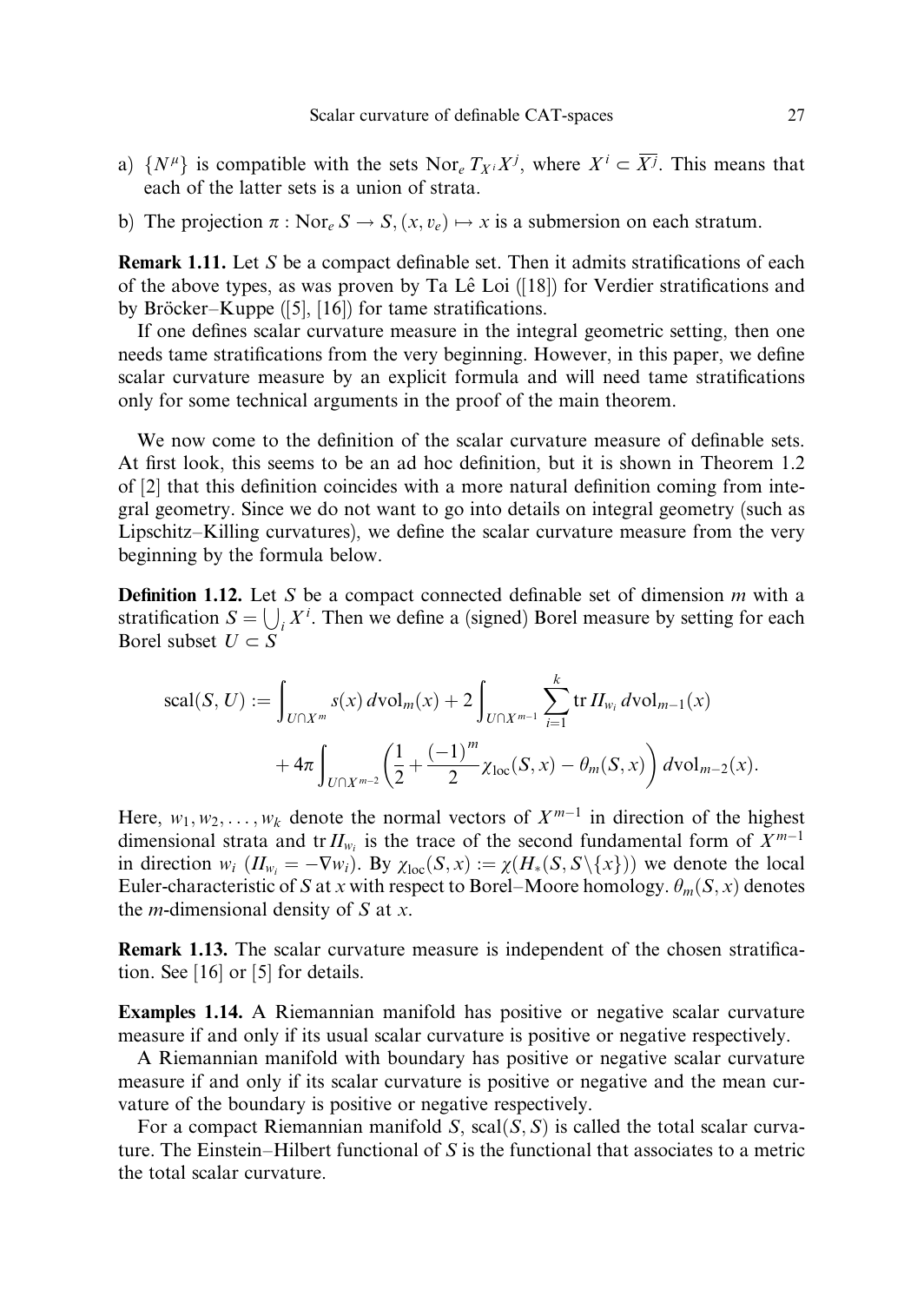a) $\{N^\mu\}$ is compatible with the sets $\mathrm{Nor}_e\, T_{X^i}X^j$, where $X^i \subset \overline{X^j}$. This means that each of the latter sets is a union of strata.

b) The projection $\pi : \mathrm{Nor}_e\, S \to S, (x, v_e) \mapsto x$ is a submersion on each stratum.

**Remark 1.11.** Let $S$ be a compact definable set. Then it admits stratifications of each of the above types, as was proven by Ta Lê Loi ([18]) for Verdier stratifications and by Bröcker–Kuppe ([5], [16]) for tame stratifications.

If one defines scalar curvature measure in the integral geometric setting, then one needs tame stratifications from the very beginning. However, in this paper, we define scalar curvature measure by an explicit formula and will need tame stratifications only for some technical arguments in the proof of the main theorem.

We now come to the definition of the scalar curvature measure of definable sets. At first look, this seems to be an ad hoc definition, but it is shown in Theorem 1.2 of [2] that this definition coincides with a more natural definition coming from integral geometry. Since we do not want to go into details on integral geometry (such as Lipschitz–Killing curvatures), we define the scalar curvature measure from the very beginning by the formula below.

**Definition 1.12.** Let $S$ be a compact connected definable set of dimension $m$ with a stratification $S = \bigcup_i X^i$. Then we define a (signed) Borel measure by setting for each Borel subset $U \subset S$

$$
\begin{aligned}
\mathrm{scal}(S, U) := &\int_{U \cap X^m} s(x)\, d\mathrm{vol}_m(x) + 2 \int_{U \cap X^{m-1}} \sum_{i=1}^{k} \mathrm{tr}\, II_{w_i}\, d\mathrm{vol}_{m-1}(x) \\
&+ 4\pi \int_{U \cap X^{m-2}} \left( \frac{1}{2} + \frac{(-1)^m}{2} \chi_{\mathrm{loc}}(S, x) - \theta_m(S, x) \right) d\mathrm{vol}_{m-2}(x).
\end{aligned}
$$

Here, $w_1, w_2, \ldots, w_k$ denote the normal vectors of $X^{m-1}$ in direction of the highest dimensional strata and $\mathrm{tr}\, II_{w_i}$ is the trace of the second fundamental form of $X^{m-1}$ in direction $w_i$ ($II_{w_i} = -\nabla w_i$). By $\chi_{\mathrm{loc}}(S, x) := \chi(H_*(S, S \setminus \{x\}))$ we denote the local Euler-characteristic of $S$ at $x$ with respect to Borel–Moore homology. $\theta_m(S, x)$ denotes the $m$-dimensional density of $S$ at $x$.

**Remark 1.13.** The scalar curvature measure is independent of the chosen stratification. See [16] or [5] for details.

**Examples 1.14.** A Riemannian manifold has positive or negative scalar curvature measure if and only if its usual scalar curvature is positive or negative respectively.

A Riemannian manifold with boundary has positive or negative scalar curvature measure if and only if its scalar curvature is positive or negative and the mean curvature of the boundary is positive or negative respectively.

For a compact Riemannian manifold $S$, $\mathrm{scal}(S, S)$ is called the total scalar curvature. The Einstein–Hilbert functional of $S$ is the functional that associates to a metric the total scalar curvature.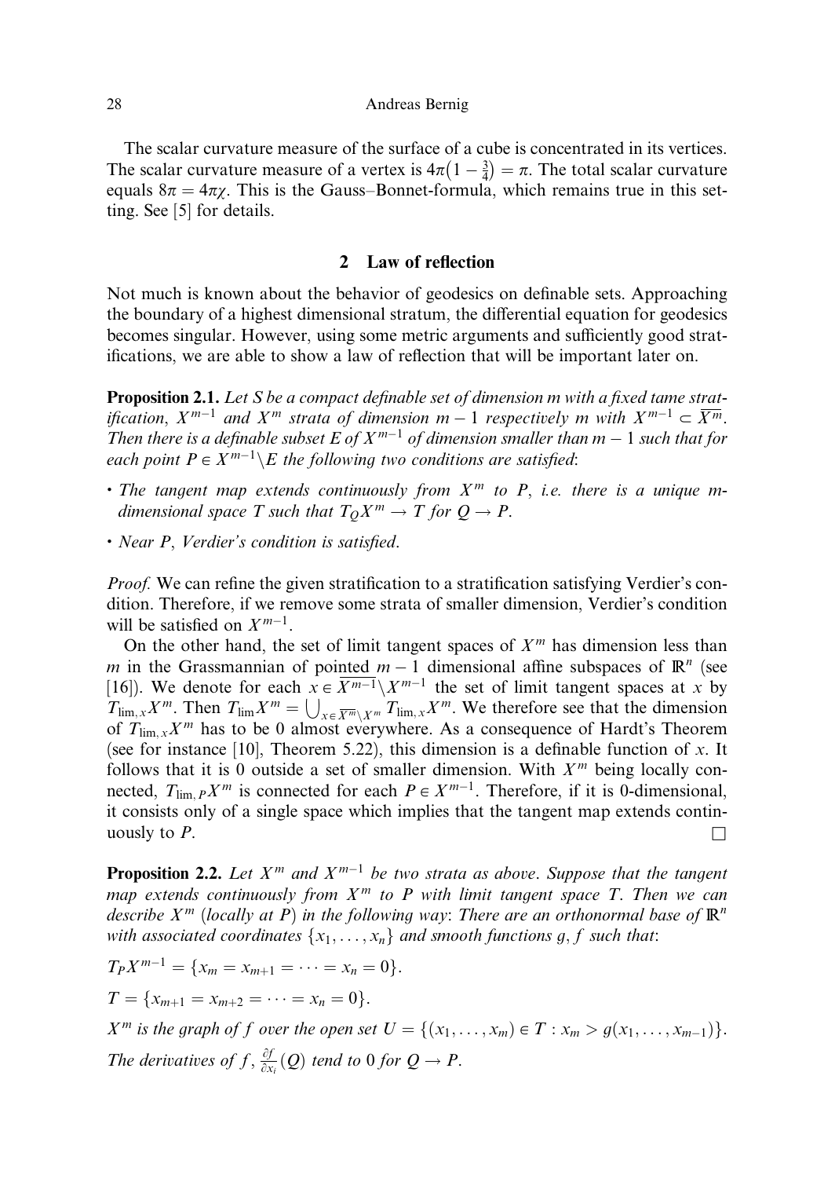The scalar curvature measure of the surface of a cube is concentrated in its vertices. The scalar curvature measure of a vertex is $4\pi\left(1-\frac{3}{4}\right)=\pi$. The total scalar curvature equals $8\pi = 4\pi\chi$. This is the Gauss–Bonnet-formula, which remains true in this setting. See [5] for details.

## 2 Law of reflection

Not much is known about the behavior of geodesics on definable sets. Approaching the boundary of a highest dimensional stratum, the differential equation for geodesics becomes singular. However, using some metric arguments and sufficiently good stratifications, we are able to show a law of reflection that will be important later on.

**Proposition 2.1.** *Let $S$ be a compact definable set of dimension $m$ with a fixed tame stratification, $X^{m-1}$ and $X^m$ strata of dimension $m-1$ respectively $m$ with $X^{m-1} \subset \overline{X^m}$. Then there is a definable subset $E$ of $X^{m-1}$ of dimension smaller than $m-1$ such that for each point $P \in X^{m-1} \backslash E$ the following two conditions are satisfied*:

- *The tangent map extends continuously from $X^m$ to $P$, i.e. there is a unique $m$-dimensional space $T$ such that $T_Q X^m \to T$ for $Q \to P$.*
- *Near $P$, Verdier's condition is satisfied.*

*Proof.* We can refine the given stratification to a stratification satisfying Verdier's condition. Therefore, if we remove some strata of smaller dimension, Verdier's condition will be satisfied on $X^{m-1}$.

On the other hand, the set of limit tangent spaces of $X^m$ has dimension less than $m$ in the Grassmannian of pointed $m-1$ dimensional affine subspaces of $\mathbb{R}^n$ (see [16]). We denote for each $x \in \overline{X^{m-1}} \backslash X^{m-1}$ the set of limit tangent spaces at $x$ by $T_{\lim, x} X^m$. Then $T_{\lim} X^m = \bigcup_{x \in \overline{X^m} \backslash X^m} T_{\lim, x} X^m$. We therefore see that the dimension of $T_{\lim, x} X^m$ has to be 0 almost everywhere. As a consequence of Hardt's Theorem (see for instance [10], Theorem 5.22), this dimension is a definable function of $x$. It follows that it is 0 outside a set of smaller dimension. With $X^m$ being locally connected, $T_{\lim, P} X^m$ is connected for each $P \in X^{m-1}$. Therefore, if it is 0-dimensional, it consists only of a single space which implies that the tangent map extends continuously to $P$. $\square$

**Proposition 2.2.** *Let $X^m$ and $X^{m-1}$ be two strata as above. Suppose that the tangent map extends continuously from $X^m$ to $P$ with limit tangent space $T$. Then we can describe $X^m$ (locally at $P$) in the following way: There are an orthonormal base of $\mathbb{R}^n$ with associated coordinates $\{x_1, \dots, x_n\}$ and smooth functions $g, f$ such that*:

$T_P X^{m-1} = \{x_m = x_{m+1} = \cdots = x_n = 0\}$.

$T = \{x_{m+1} = x_{m+2} = \cdots = x_n = 0\}$.

*$X^m$ is the graph of $f$ over the open set $U = \{(x_1, \dots, x_m) \in T : x_m > g(x_1, \dots, x_{m-1})\}$.*

*The derivatives of $f$, $\frac{\partial f}{\partial x_i}(Q)$ tend to 0 for $Q \to P$.*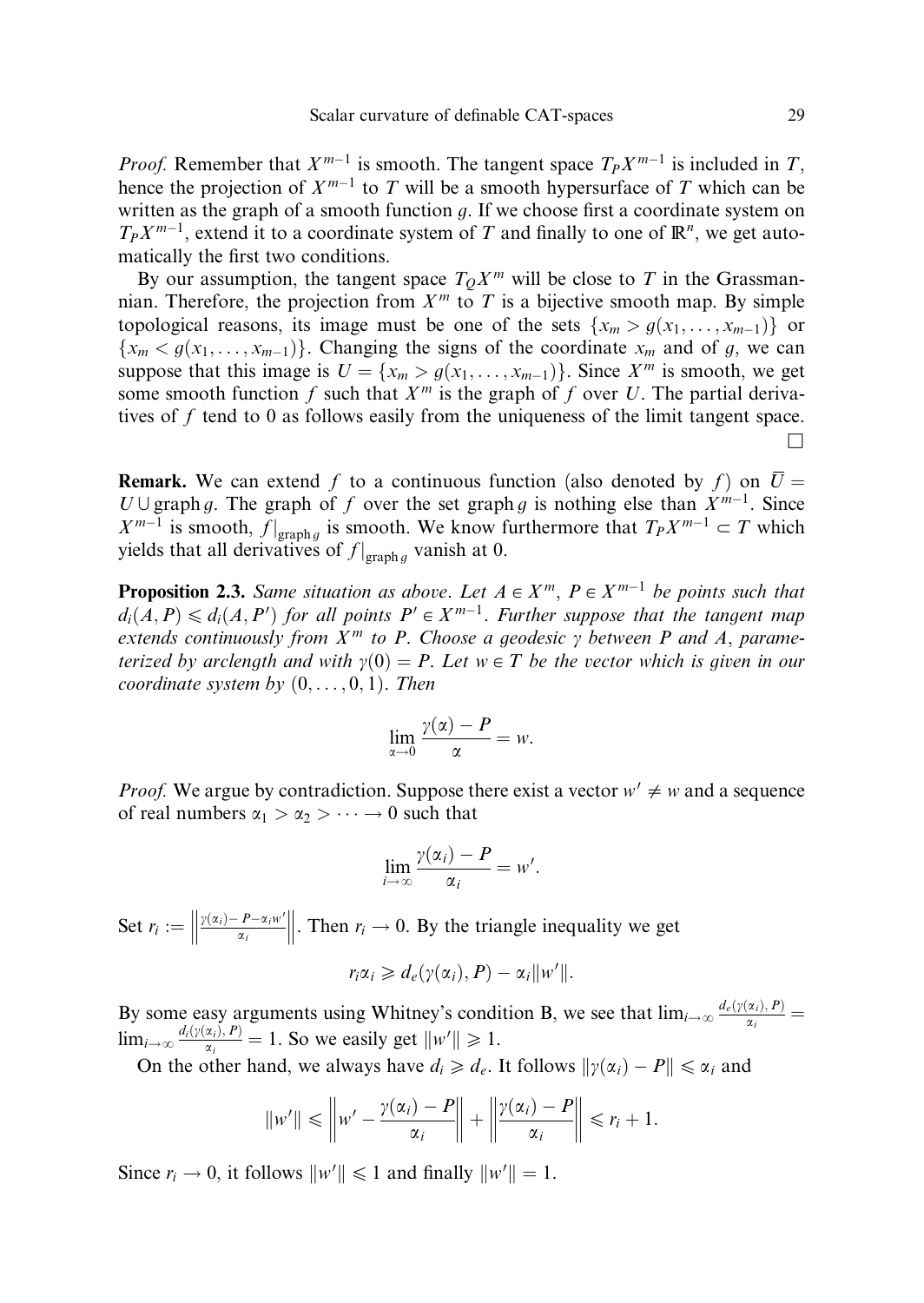*Proof.* Remember that $X^{m-1}$ is smooth. The tangent space $T_P X^{m-1}$ is included in $T$, hence the projection of $X^{m-1}$ to $T$ will be a smooth hypersurface of $T$ which can be written as the graph of a smooth function $g$. If we choose first a coordinate system on $T_P X^{m-1}$, extend it to a coordinate system of $T$ and finally to one of $\mathbb{R}^n$, we get automatically the first two conditions.

By our assumption, the tangent space $T_Q X^m$ will be close to $T$ in the Grassmannian. Therefore, the projection from $X^m$ to $T$ is a bijective smooth map. By simple topological reasons, its image must be one of the sets $\{x_m > g(x_1, \ldots, x_{m-1})\}$ or $\{x_m < g(x_1, \ldots, x_{m-1})\}$. Changing the signs of the coordinate $x_m$ and of $g$, we can suppose that this image is $U = \{x_m > g(x_1, \ldots, x_{m-1})\}$. Since $X^m$ is smooth, we get some smooth function $f$ such that $X^m$ is the graph of $f$ over $U$. The partial derivatives of $f$ tend to 0 as follows easily from the uniqueness of the limit tangent space. □

**Remark.** We can extend $f$ to a continuous function (also denoted by $f$) on $\overline{U} = U \cup \operatorname{graph} g$. The graph of $f$ over the set $\operatorname{graph} g$ is nothing else than $X^{m-1}$. Since $X^{m-1}$ is smooth, $f|_{\operatorname{graph} g}$ is smooth. We know furthermore that $T_P X^{m-1} \subset T$ which yields that all derivatives of $f|_{\operatorname{graph} g}$ vanish at 0.

**Proposition 2.3.** *Same situation as above. Let $A \in X^m$, $P \in X^{m-1}$ be points such that $d_i(A, P) \leqslant d_i(A, P')$ for all points $P' \in X^{m-1}$. Further suppose that the tangent map extends continuously from $X^m$ to $P$. Choose a geodesic $\gamma$ between $P$ and $A$, parameterized by arclength and with $\gamma(0) = P$. Let $w \in T$ be the vector which is given in our coordinate system by $(0, \ldots, 0, 1)$. Then*

$$\lim_{\alpha \to 0} \frac{\gamma(\alpha) - P}{\alpha} = w.$$

*Proof.* We argue by contradiction. Suppose there exist a vector $w' \neq w$ and a sequence of real numbers $\alpha_1 > \alpha_2 > \cdots \to 0$ such that

$$\lim_{i \to \infty} \frac{\gamma(\alpha_i) - P}{\alpha_i} = w'.$$

Set $r_i := \left\| \frac{\gamma(\alpha_i) - P - \alpha_i w'}{\alpha_i} \right\|$. Then $r_i \to 0$. By the triangle inequality we get

$$r_i \alpha_i \geqslant d_e(\gamma(\alpha_i), P) - \alpha_i \|w'\|.$$

By some easy arguments using Whitney's condition B, we see that $\lim_{i \to \infty} \frac{d_e(\gamma(\alpha_i), P)}{\alpha_i} = \lim_{i \to \infty} \frac{d_i(\gamma(\alpha_i), P)}{\alpha_i} = 1$. So we easily get $\|w'\| \geqslant 1$.

On the other hand, we always have $d_i \geqslant d_e$. It follows $\|\gamma(\alpha_i) - P\| \leqslant \alpha_i$ and

$$\|w'\| \leqslant \left\| w' - \frac{\gamma(\alpha_i) - P}{\alpha_i} \right\| + \left\| \frac{\gamma(\alpha_i) - P}{\alpha_i} \right\| \leqslant r_i + 1.$$

Since $r_i \to 0$, it follows $\|w'\| \leqslant 1$ and finally $\|w'\| = 1$.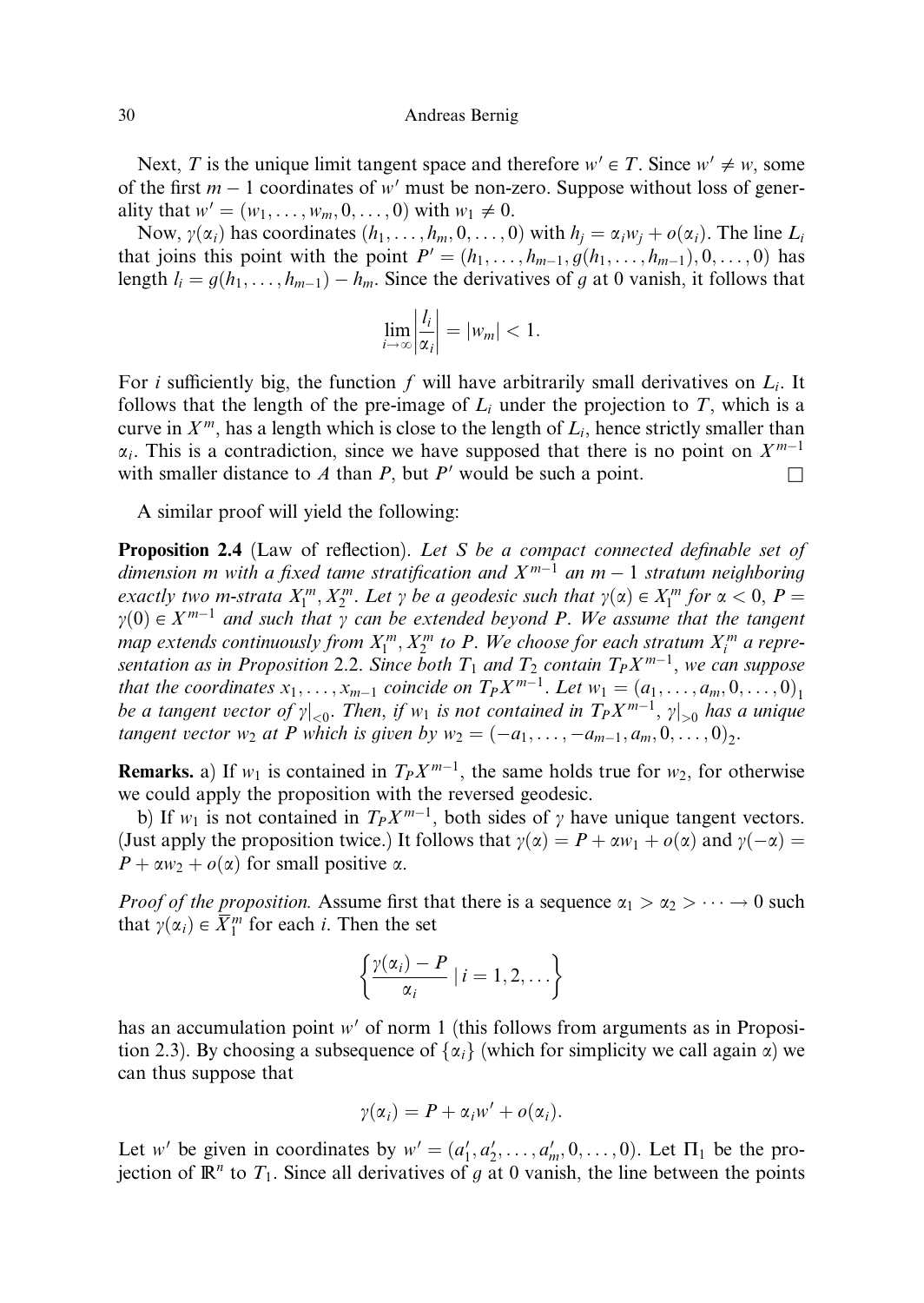Next, $T$ is the unique limit tangent space and therefore $w' \in T$. Since $w' \neq w$, some of the first $m-1$ coordinates of $w'$ must be non-zero. Suppose without loss of generality that $w' = (w_1, \dots, w_m, 0, \dots, 0)$ with $w_1 \neq 0$.

Now, $\gamma(\alpha_i)$ has coordinates $(h_1, \dots, h_m, 0, \dots, 0)$ with $h_j = \alpha_i w_j + o(\alpha_i)$. The line $L_i$ that joins this point with the point $P' = (h_1, \dots, h_{m-1}, g(h_1, \dots, h_{m-1}), 0, \dots, 0)$ has length $l_i = g(h_1, \dots, h_{m-1}) - h_m$. Since the derivatives of $g$ at 0 vanish, it follows that

$$\lim_{i \to \infty} \left| \frac{l_i}{\alpha_i} \right| = |w_m| < 1.$$

For $i$ sufficiently big, the function $f$ will have arbitrarily small derivatives on $L_i$. It follows that the length of the pre-image of $L_i$ under the projection to $T$, which is a curve in $X^m$, has a length which is close to the length of $L_i$, hence strictly smaller than $\alpha_i$. This is a contradiction, since we have supposed that there is no point on $X^{m-1}$ with smaller distance to $A$ than $P$, but $P'$ would be such a point. $\square$

A similar proof will yield the following:

**Proposition 2.4** (Law of reflection). *Let $S$ be a compact connected definable set of dimension $m$ with a fixed tame stratification and $X^{m-1}$ an $m-1$ stratum neighboring exactly two $m$-strata $X_1^m, X_2^m$. Let $\gamma$ be a geodesic such that $\gamma(\alpha) \in X_1^m$ for $\alpha < 0$, $P = \gamma(0) \in X^{m-1}$ and such that $\gamma$ can be extended beyond $P$. We assume that the tangent map extends continuously from $X_1^m, X_2^m$ to $P$. We choose for each stratum $X_i^m$ a representation as in Proposition 2.2. Since both $T_1$ and $T_2$ contain $T_P X^{m-1}$, we can suppose that the coordinates $x_1, \dots, x_{m-1}$ coincide on $T_P X^{m-1}$. Let $w_1 = (a_1, \dots, a_m, 0, \dots, 0)_1$ be a tangent vector of $\gamma|_{<0}$. Then, if $w_1$ is not contained in $T_P X^{m-1}$, $\gamma|_{>0}$ has a unique tangent vector $w_2$ at $P$ which is given by $w_2 = (-a_1, \dots, -a_{m-1}, a_m, 0, \dots, 0)_2$.*

**Remarks.** a) If $w_1$ is contained in $T_P X^{m-1}$, the same holds true for $w_2$, for otherwise we could apply the proposition with the reversed geodesic.

b) If $w_1$ is not contained in $T_P X^{m-1}$, both sides of $\gamma$ have unique tangent vectors. (Just apply the proposition twice.) It follows that $\gamma(\alpha) = P + \alpha w_1 + o(\alpha)$ and $\gamma(-\alpha) = P + \alpha w_2 + o(\alpha)$ for small positive $\alpha$.

*Proof of the proposition.* Assume first that there is a sequence $\alpha_1 > \alpha_2 > \dots \to 0$ such that $\gamma(\alpha_i) \in \overline{X}_1^m$ for each $i$. Then the set

$$\left\{ \frac{\gamma(\alpha_i) - P}{\alpha_i} \mid i = 1, 2, \dots \right\}$$

has an accumulation point $w'$ of norm 1 (this follows from arguments as in Proposition 2.3). By choosing a subsequence of $\{\alpha_i\}$ (which for simplicity we call again $\alpha$) we can thus suppose that

$$\gamma(\alpha_i) = P + \alpha_i w' + o(\alpha_i).$$

Let $w'$ be given in coordinates by $w' = (a_1', a_2', \dots, a_m', 0, \dots, 0)$. Let $\Pi_1$ be the projection of $\mathbb{R}^n$ to $T_1$. Since all derivatives of $g$ at 0 vanish, the line between the points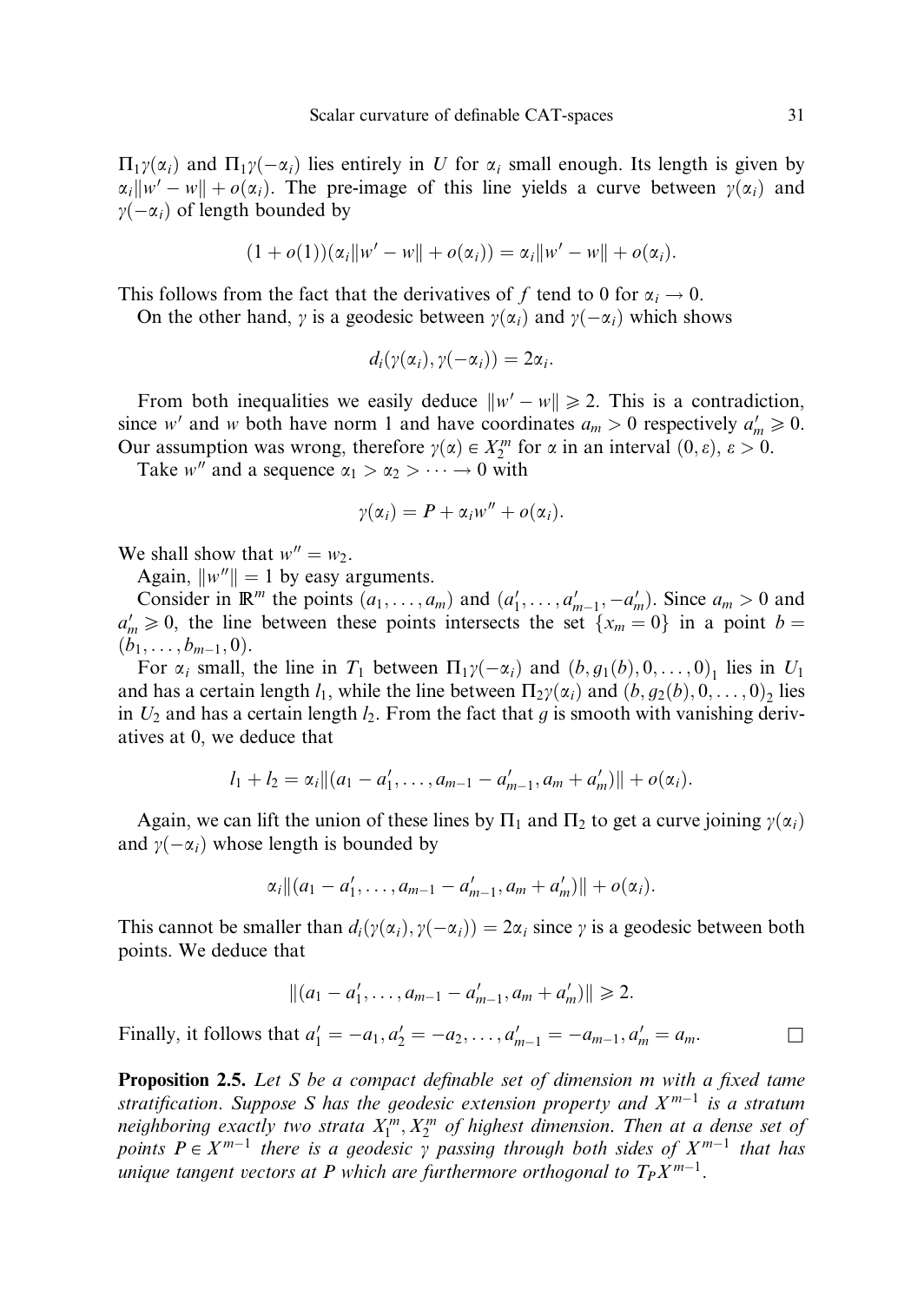$\Pi_1\gamma(\alpha_i)$ and $\Pi_1\gamma(-\alpha_i)$ lies entirely in $U$ for $\alpha_i$ small enough. Its length is given by $\alpha_i\|w' - w\| + o(\alpha_i)$. The pre-image of this line yields a curve between $\gamma(\alpha_i)$ and $\gamma(-\alpha_i)$ of length bounded by

$$(1 + o(1))(\alpha_i\|w' - w\| + o(\alpha_i)) = \alpha_i\|w' - w\| + o(\alpha_i).$$

This follows from the fact that the derivatives of $f$ tend to 0 for $\alpha_i \to 0$.

On the other hand, $\gamma$ is a geodesic between $\gamma(\alpha_i)$ and $\gamma(-\alpha_i)$ which shows

$$d_i(\gamma(\alpha_i), \gamma(-\alpha_i)) = 2\alpha_i.$$

From both inequalities we easily deduce $\|w' - w\| \geqslant 2$. This is a contradiction, since $w'$ and $w$ both have norm 1 and have coordinates $a_m > 0$ respectively $a'_m \geqslant 0$. Our assumption was wrong, therefore $\gamma(\alpha) \in X_2^m$ for $\alpha$ in an interval $(0, \varepsilon)$, $\varepsilon > 0$.

Take $w''$ and a sequence $\alpha_1 > \alpha_2 > \cdots \to 0$ with

$$\gamma(\alpha_i) = P + \alpha_i w'' + o(\alpha_i).$$

We shall show that $w'' = w_2$.

Again, $\|w''\| = 1$ by easy arguments.

Consider in $\mathbb{R}^m$ the points $(a_1, \ldots, a_m)$ and $(a'_1, \ldots, a'_{m-1}, -a'_m)$. Since $a_m > 0$ and $a'_m \geqslant 0$, the line between these points intersects the set $\{x_m = 0\}$ in a point $b = (b_1, \ldots, b_{m-1}, 0)$.

For $\alpha_i$ small, the line in $T_1$ between $\Pi_1\gamma(-\alpha_i)$ and $(b, g_1(b), 0, \ldots, 0)_1$ lies in $U_1$ and has a certain length $l_1$, while the line between $\Pi_2\gamma(\alpha_i)$ and $(b, g_2(b), 0, \ldots, 0)_2$ lies in $U_2$ and has a certain length $l_2$. From the fact that $g$ is smooth with vanishing derivatives at 0, we deduce that

$$l_1 + l_2 = \alpha_i\|(a_1 - a'_1, \ldots, a_{m-1} - a'_{m-1}, a_m + a'_m)\| + o(\alpha_i).$$

Again, we can lift the union of these lines by $\Pi_1$ and $\Pi_2$ to get a curve joining $\gamma(\alpha_i)$ and $\gamma(-\alpha_i)$ whose length is bounded by

$$\alpha_i\|(a_1 - a'_1, \ldots, a_{m-1} - a'_{m-1}, a_m + a'_m)\| + o(\alpha_i).$$

This cannot be smaller than $d_i(\gamma(\alpha_i), \gamma(-\alpha_i)) = 2\alpha_i$ since $\gamma$ is a geodesic between both points. We deduce that

$$\|(a_1 - a'_1, \ldots, a_{m-1} - a'_{m-1}, a_m + a'_m)\| \geqslant 2.$$

Finally, it follows that $a'_1 = -a_1, a'_2 = -a_2, \ldots, a'_{m-1} = -a_{m-1}, a'_m = a_m$. $\square$

**Proposition 2.5.** *Let $S$ be a compact definable set of dimension $m$ with a fixed tame stratification. Suppose $S$ has the geodesic extension property and $X^{m-1}$ is a stratum neighboring exactly two strata $X_1^m, X_2^m$ of highest dimension. Then at a dense set of points $P \in X^{m-1}$ there is a geodesic $\gamma$ passing through both sides of $X^{m-1}$ that has unique tangent vectors at $P$ which are furthermore orthogonal to $T_P X^{m-1}$.*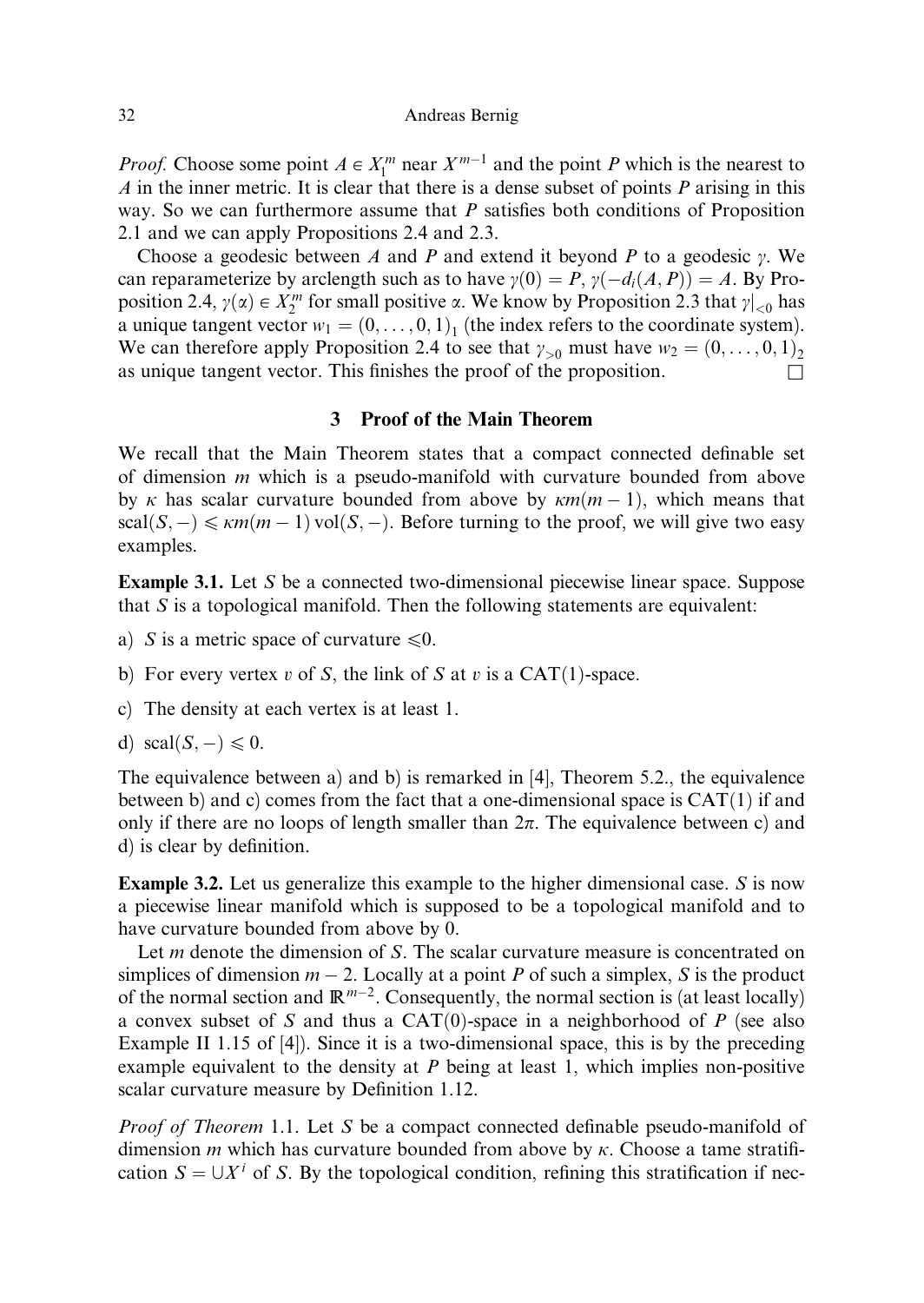*Proof.* Choose some point $A \in X_1^m$ near $X^{m-1}$ and the point $P$ which is the nearest to $A$ in the inner metric. It is clear that there is a dense subset of points $P$ arising in this way. So we can furthermore assume that $P$ satisfies both conditions of Proposition 2.1 and we can apply Propositions 2.4 and 2.3.

Choose a geodesic between $A$ and $P$ and extend it beyond $P$ to a geodesic $\gamma$. We can reparameterize by arclength such as to have $\gamma(0) = P$, $\gamma(-d_i(A,P)) = A$. By Proposition 2.4, $\gamma(\alpha) \in X_2^m$ for small positive $\alpha$. We know by Proposition 2.3 that $\gamma|_{<0}$ has a unique tangent vector $w_1 = (0,\ldots,0,1)_1$ (the index refers to the coordinate system). We can therefore apply Proposition 2.4 to see that $\gamma_{>0}$ must have $w_2 = (0,\ldots,0,1)_2$ as unique tangent vector. This finishes the proof of the proposition. □

## 3 Proof of the Main Theorem

We recall that the Main Theorem states that a compact connected definable set of dimension $m$ which is a pseudo-manifold with curvature bounded from above by $\kappa$ has scalar curvature bounded from above by $\kappa m(m-1)$, which means that $\operatorname{scal}(S,-) \leqslant \kappa m(m-1)\operatorname{vol}(S,-)$. Before turning to the proof, we will give two easy examples.

**Example 3.1.** Let $S$ be a connected two-dimensional piecewise linear space. Suppose that $S$ is a topological manifold. Then the following statements are equivalent:

a) $S$ is a metric space of curvature $\leqslant 0$.

b) For every vertex $v$ of $S$, the link of $S$ at $v$ is a CAT(1)-space.

c) The density at each vertex is at least 1.

d) $\operatorname{scal}(S,-) \leqslant 0$.

The equivalence between a) and b) is remarked in [4], Theorem 5.2., the equivalence between b) and c) comes from the fact that a one-dimensional space is CAT(1) if and only if there are no loops of length smaller than $2\pi$. The equivalence between c) and d) is clear by definition.

**Example 3.2.** Let us generalize this example to the higher dimensional case. $S$ is now a piecewise linear manifold which is supposed to be a topological manifold and to have curvature bounded from above by 0.

Let $m$ denote the dimension of $S$. The scalar curvature measure is concentrated on simplices of dimension $m-2$. Locally at a point $P$ of such a simplex, $S$ is the product of the normal section and $\mathbb{R}^{m-2}$. Consequently, the normal section is (at least locally) a convex subset of $S$ and thus a CAT(0)-space in a neighborhood of $P$ (see also Example II 1.15 of [4]). Since it is a two-dimensional space, this is by the preceding example equivalent to the density at $P$ being at least 1, which implies non-positive scalar curvature measure by Definition 1.12.

*Proof of Theorem* 1.1. Let $S$ be a compact connected definable pseudo-manifold of dimension $m$ which has curvature bounded from above by $\kappa$. Choose a tame stratification $S = \cup X^i$ of $S$. By the topological condition, refining this stratification if nec-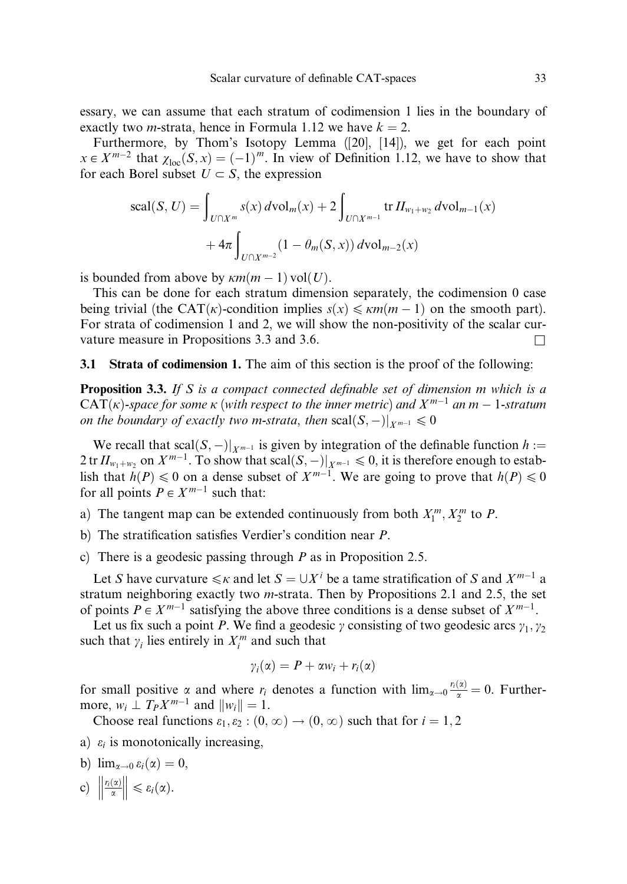essary, we can assume that each stratum of codimension 1 lies in the boundary of exactly two $m$-strata, hence in Formula 1.12 we have $k = 2$.

Furthermore, by Thom's Isotopy Lemma ([20], [14]), we get for each point $x \in X^{m-2}$ that $\chi_{\mathrm{loc}}(S, x) = (-1)^m$. In view of Definition 1.12, we have to show that for each Borel subset $U \subset S$, the expression

$$\operatorname{scal}(S, U) = \int_{U \cap X^m} s(x)\, d\mathrm{vol}_m(x) + 2 \int_{U \cap X^{m-1}} \operatorname{tr} II_{w_1 + w_2}\, d\mathrm{vol}_{m-1}(x)$$
$$+ 4\pi \int_{U \cap X^{m-2}} (1 - \theta_m(S, x))\, d\mathrm{vol}_{m-2}(x)$$

is bounded from above by $\kappa m(m-1) \operatorname{vol}(U)$.

This can be done for each stratum dimension separately, the codimension 0 case being trivial (the $\mathrm{CAT}(\kappa)$-condition implies $s(x) \leqslant \kappa m(m-1)$ on the smooth part). For strata of codimension 1 and 2, we will show the non-positivity of the scalar curvature measure in Propositions 3.3 and 3.6. □

### 3.1 Strata of codimension 1.

The aim of this section is the proof of the following:

**Proposition 3.3.** *If $S$ is a compact connected definable set of dimension $m$ which is a $\mathrm{CAT}(\kappa)$-space for some $\kappa$ (with respect to the inner metric) and $X^{m-1}$ an $m-1$-stratum on the boundary of exactly two $m$-strata, then* $\operatorname{scal}(S, -)|_{X^{m-1}} \leqslant 0$

We recall that $\operatorname{scal}(S, -)|_{X^{m-1}}$ is given by integration of the definable function $h := 2 \operatorname{tr} II_{w_1 + w_2}$ on $X^{m-1}$. To show that $\operatorname{scal}(S, -)|_{X^{m-1}} \leqslant 0$, it is therefore enough to establish that $h(P) \leqslant 0$ on a dense subset of $X^{m-1}$. We are going to prove that $h(P) \leqslant 0$ for all points $P \in X^{m-1}$ such that:

a) The tangent map can be extended continuously from both $X_1^m, X_2^m$ to $P$.

b) The stratification satisfies Verdier's condition near $P$.

c) There is a geodesic passing through $P$ as in Proposition 2.5.

Let $S$ have curvature $\leqslant \kappa$ and let $S = \cup X^i$ be a tame stratification of $S$ and $X^{m-1}$ a stratum neighboring exactly two $m$-strata. Then by Propositions 2.1 and 2.5, the set of points $P \in X^{m-1}$ satisfying the above three conditions is a dense subset of $X^{m-1}$.

Let us fix such a point $P$. We find a geodesic $\gamma$ consisting of two geodesic arcs $\gamma_1, \gamma_2$ such that $\gamma_i$ lies entirely in $X_i^m$ and such that

$$\gamma_i(\alpha) = P + \alpha w_i + r_i(\alpha)$$

for small positive $\alpha$ and where $r_i$ denotes a function with $\lim_{\alpha \to 0} \frac{r_i(\alpha)}{\alpha} = 0$. Furthermore, $w_i \perp T_P X^{m-1}$ and $\|w_i\| = 1$.

Choose real functions $\varepsilon_1, \varepsilon_2 : (0, \infty) \to (0, \infty)$ such that for $i = 1, 2$

a) $\varepsilon_i$ is monotonically increasing,

b) $\lim_{\alpha \to 0} \varepsilon_i(\alpha) = 0$,

c) $\left\| \frac{r_i(\alpha)}{\alpha} \right\| \leqslant \varepsilon_i(\alpha)$.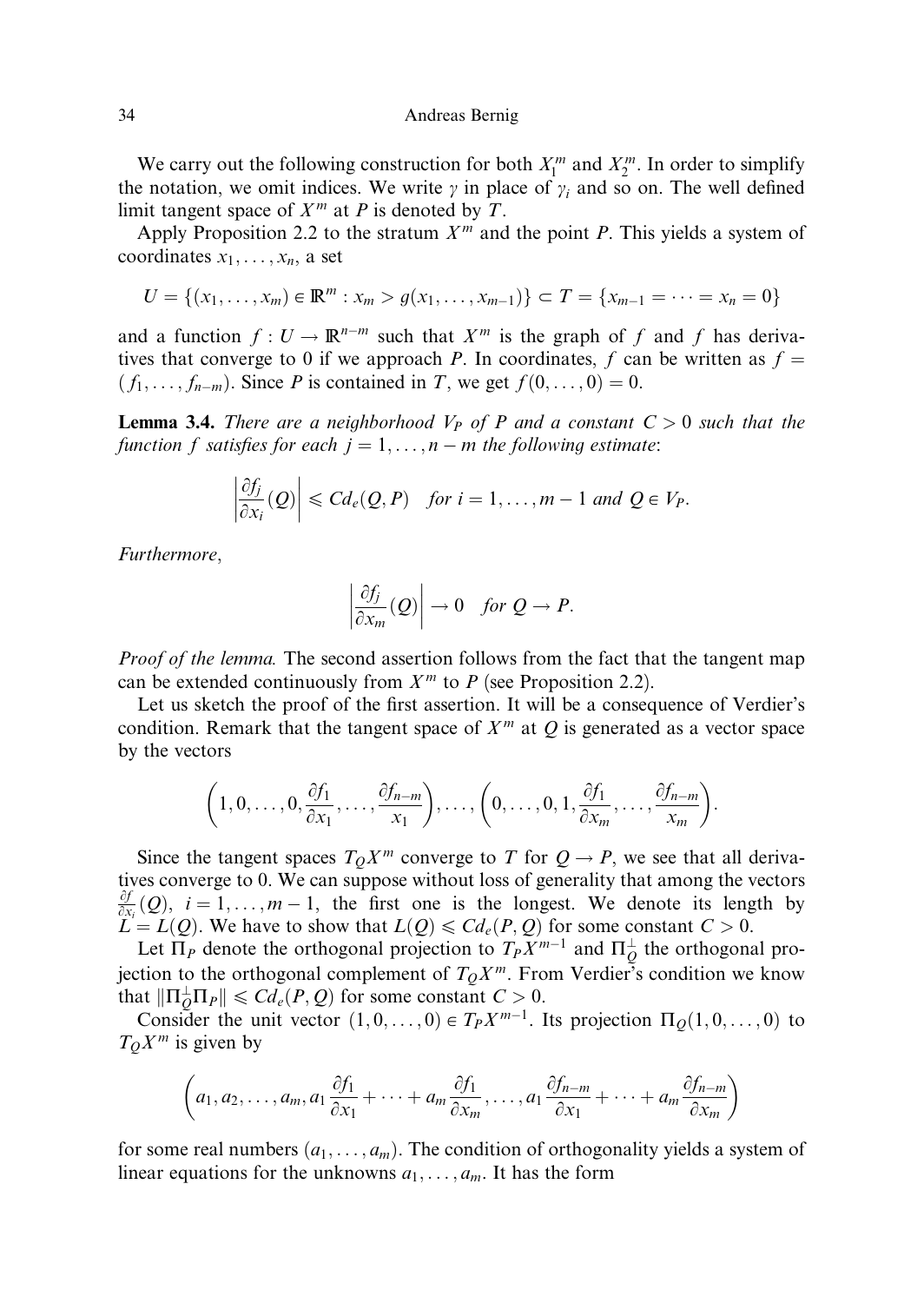We carry out the following construction for both $X_1^m$ and $X_2^m$. In order to simplify the notation, we omit indices. We write $\gamma$ in place of $\gamma_i$ and so on. The well defined limit tangent space of $X^m$ at $P$ is denoted by $T$.

Apply Proposition 2.2 to the stratum $X^m$ and the point $P$. This yields a system of coordinates $x_1, \ldots, x_n$, a set

$$U = \{(x_1, \ldots, x_m) \in \mathbb{R}^m : x_m > g(x_1, \ldots, x_{m-1})\} \subset T = \{x_{m-1} = \cdots = x_n = 0\}$$

and a function $f : U \to \mathbb{R}^{n-m}$ such that $X^m$ is the graph of $f$ and $f$ has derivatives that converge to 0 if we approach $P$. In coordinates, $f$ can be written as $f = (f_1, \ldots, f_{n-m})$. Since $P$ is contained in $T$, we get $f(0, \ldots, 0) = 0$.

**Lemma 3.4.** *There are a neighborhood $V_P$ of $P$ and a constant $C > 0$ such that the function $f$ satisfies for each $j = 1, \ldots, n-m$ the following estimate*:

$$\left|\frac{\partial f_j}{\partial x_i}(Q)\right| \leqslant C d_e(Q, P) \quad \text{for } i = 1, \ldots, m-1 \text{ and } Q \in V_P.$$

*Furthermore*,

$$\left|\frac{\partial f_j}{\partial x_m}(Q)\right| \to 0 \quad \text{for } Q \to P.$$

*Proof of the lemma.* The second assertion follows from the fact that the tangent map can be extended continuously from $X^m$ to $P$ (see Proposition 2.2).

Let us sketch the proof of the first assertion. It will be a consequence of Verdier's condition. Remark that the tangent space of $X^m$ at $Q$ is generated as a vector space by the vectors

$$\left(1, 0, \ldots, 0, \frac{\partial f_1}{\partial x_1}, \ldots, \frac{\partial f_{n-m}}{x_1}\right), \ldots, \left(0, \ldots, 0, 1, \frac{\partial f_1}{\partial x_m}, \ldots, \frac{\partial f_{n-m}}{x_m}\right).$$

Since the tangent spaces $T_Q X^m$ converge to $T$ for $Q \to P$, we see that all derivatives converge to 0. We can suppose without loss of generality that among the vectors $\frac{\partial f}{\partial x_i}(Q)$, $i = 1, \ldots, m-1$, the first one is the longest. We denote its length by $L = L(Q)$. We have to show that $L(Q) \leqslant C d_e(P, Q)$ for some constant $C > 0$.

Let $\Pi_P$ denote the orthogonal projection to $T_P X^{m-1}$ and $\Pi_Q^\perp$ the orthogonal projection to the orthogonal complement of $T_Q X^m$. From Verdier's condition we know that $\|\Pi_Q^\perp \Pi_P\| \leqslant C d_e(P, Q)$ for some constant $C > 0$.

Consider the unit vector $(1, 0, \ldots, 0) \in T_P X^{m-1}$. Its projection $\Pi_Q(1, 0, \ldots, 0)$ to $T_Q X^m$ is given by

$$\left(a_1, a_2, \ldots, a_m, a_1 \frac{\partial f_1}{\partial x_1} + \cdots + a_m \frac{\partial f_1}{\partial x_m}, \ldots, a_1 \frac{\partial f_{n-m}}{\partial x_1} + \cdots + a_m \frac{\partial f_{n-m}}{\partial x_m}\right)$$

for some real numbers $(a_1, \ldots, a_m)$. The condition of orthogonality yields a system of linear equations for the unknowns $a_1, \ldots, a_m$. It has the form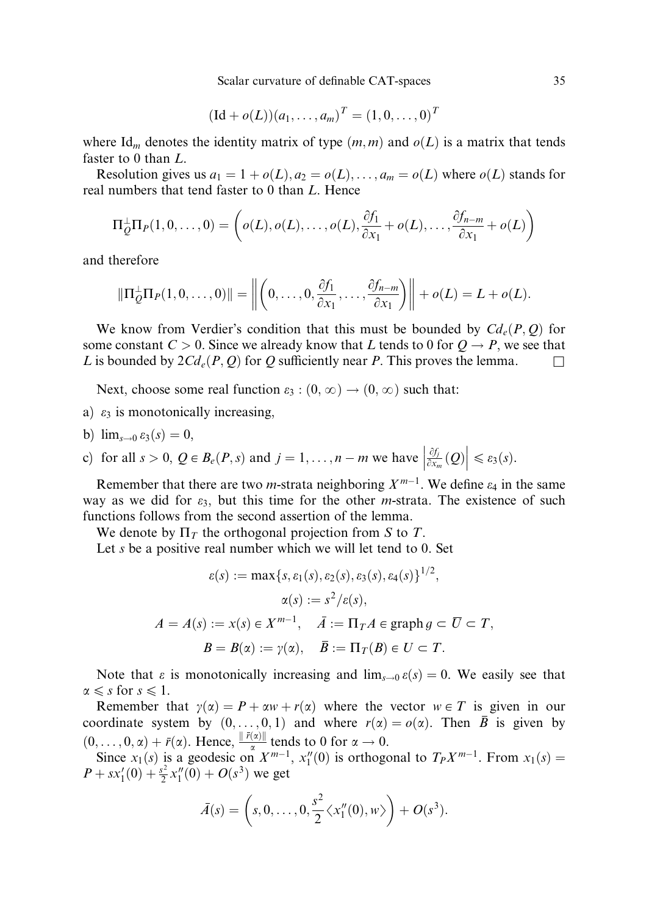$$(\mathrm{Id} + o(L))(a_1, \dots, a_m)^T = (1, 0, \dots, 0)^T$$

where $\mathrm{Id}_m$ denotes the identity matrix of type $(m, m)$ and $o(L)$ is a matrix that tends faster to 0 than $L$.

Resolution gives us $a_1 = 1 + o(L), a_2 = o(L), \dots, a_m = o(L)$ where $o(L)$ stands for real numbers that tend faster to 0 than $L$. Hence

$$\Pi_Q^{\perp}\Pi_P(1, 0, \dots, 0) = \left(o(L), o(L), \dots, o(L), \frac{\partial f_1}{\partial x_1} + o(L), \dots, \frac{\partial f_{n-m}}{\partial x_1} + o(L)\right)$$

and therefore

$$\|\Pi_Q^{\perp}\Pi_P(1, 0, \dots, 0)\| = \left\| \left(0, \dots, 0, \frac{\partial f_1}{\partial x_1}, \dots, \frac{\partial f_{n-m}}{\partial x_1}\right) \right\| + o(L) = L + o(L).$$

We know from Verdier's condition that this must be bounded by $Cd_e(P, Q)$ for some constant $C > 0$. Since we already know that $L$ tends to 0 for $Q \to P$, we see that $L$ is bounded by $2Cd_e(P, Q)$ for $Q$ sufficiently near $P$. This proves the lemma. $\square$

Next, choose some real function $\varepsilon_3 : (0, \infty) \to (0, \infty)$ such that:

a) $\varepsilon_3$ is monotonically increasing,

b) $\lim_{s \to 0} \varepsilon_3(s) = 0$,

c) for all $s > 0$, $Q \in B_e(P, s)$ and $j = 1, \dots, n - m$ we have $\left|\frac{\partial f_j}{\partial x_m}(Q)\right| \leqslant \varepsilon_3(s)$.

Remember that there are two $m$-strata neighboring $X^{m-1}$. We define $\varepsilon_4$ in the same way as we did for $\varepsilon_3$, but this time for the other $m$-strata. The existence of such functions follows from the second assertion of the lemma.

We denote by $\Pi_T$ the orthogonal projection from $S$ to $T$.

Let $s$ be a positive real number which we will let tend to 0. Set

$$\varepsilon(s) := \max\{s, \varepsilon_1(s), \varepsilon_2(s), \varepsilon_3(s), \varepsilon_4(s)\}^{1/2},$$

$$\alpha(s) := s^2/\varepsilon(s),$$

$$A = A(s) := x(s) \in X^{m-1}, \quad \bar{A} := \Pi_T A \in \operatorname{graph} g \subset \overline{U} \subset T,$$

$$B = B(\alpha) := \gamma(\alpha), \quad \bar{B} := \Pi_T(B) \in U \subset T.$$

Note that $\varepsilon$ is monotonically increasing and $\lim_{s \to 0} \varepsilon(s) = 0$. We easily see that $\alpha \leqslant s$ for $s \leqslant 1$.

Remember that $\gamma(\alpha) = P + \alpha w + r(\alpha)$ where the vector $w \in T$ is given in our coordinate system by $(0, \dots, 0, 1)$ and where $r(\alpha) = o(\alpha)$. Then $\bar{B}$ is given by $(0, \dots, 0, \alpha) + \bar{r}(\alpha)$. Hence, $\frac{\|\bar{r}(\alpha)\|}{\alpha}$ tends to 0 for $\alpha \to 0$.

Since $x_1(s)$ is a geodesic on $X^{m-1}$, $x_1''(0)$ is orthogonal to $T_P X^{m-1}$. From $x_1(s) = P + s x_1'(0) + \frac{s^2}{2} x_1''(0) + O(s^3)$ we get

$$\bar{A}(s) = \left(s, 0, \dots, 0, \frac{s^2}{2}\langle x_1''(0), w\rangle\right) + O(s^3).$$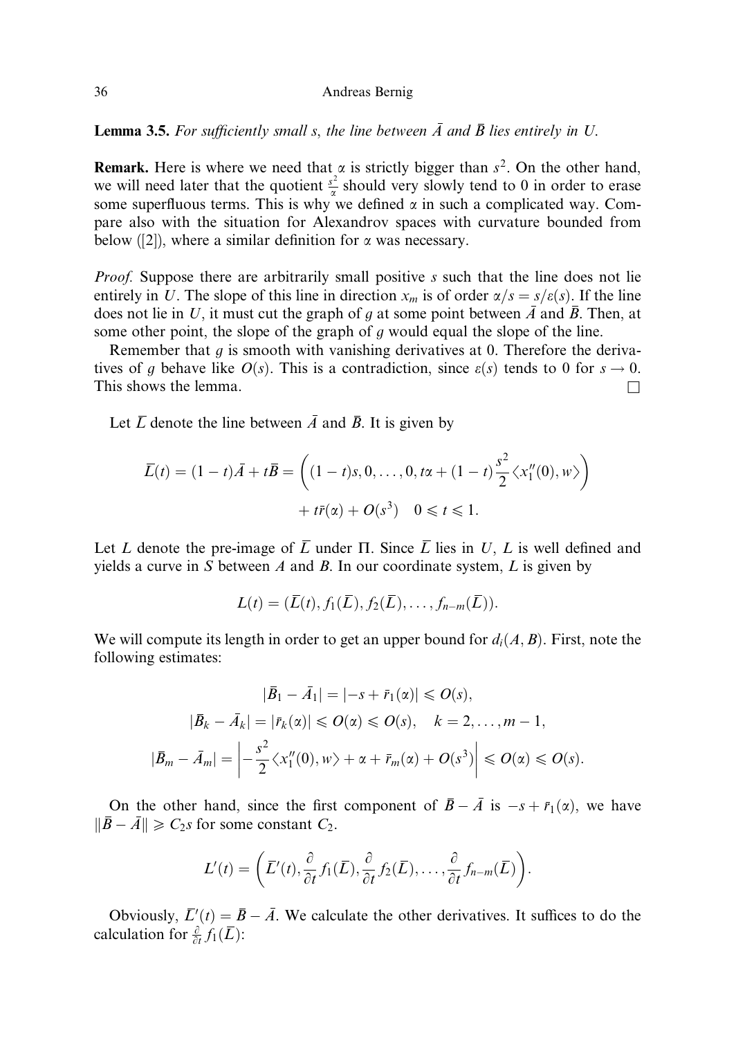**Lemma 3.5.** *For sufficiently small s, the line between $\bar{A}$ and $\bar{B}$ lies entirely in U.*

**Remark.** Here is where we need that $\alpha$ is strictly bigger than $s^2$. On the other hand, we will need later that the quotient $\frac{s^2}{\alpha}$ should very slowly tend to 0 in order to erase some superfluous terms. This is why we defined $\alpha$ in such a complicated way. Compare also with the situation for Alexandrov spaces with curvature bounded from below ([2]), where a similar definition for $\alpha$ was necessary.

*Proof.* Suppose there are arbitrarily small positive $s$ such that the line does not lie entirely in $U$. The slope of this line in direction $x_m$ is of order $\alpha/s = s/\varepsilon(s)$. If the line does not lie in $U$, it must cut the graph of $g$ at some point between $\bar{A}$ and $\bar{B}$. Then, at some other point, the slope of the graph of $g$ would equal the slope of the line.

Remember that $g$ is smooth with vanishing derivatives at 0. Therefore the derivatives of $g$ behave like $O(s)$. This is a contradiction, since $\varepsilon(s)$ tends to 0 for $s \to 0$. This shows the lemma. $\square$

Let $\bar{L}$ denote the line between $\bar{A}$ and $\bar{B}$. It is given by

$$\bar{L}(t) = (1-t)\bar{A} + t\bar{B} = \left((1-t)s, 0, \dots, 0, t\alpha + (1-t)\frac{s^2}{2}\langle x_1''(0), w\rangle\right) + t\bar{r}(\alpha) + O(s^3) \quad 0 \leqslant t \leqslant 1.$$

Let $L$ denote the pre-image of $\bar{L}$ under $\Pi$. Since $\bar{L}$ lies in $U$, $L$ is well defined and yields a curve in $S$ between $A$ and $B$. In our coordinate system, $L$ is given by

$$L(t) = (\bar{L}(t), f_1(\bar{L}), f_2(\bar{L}), \dots, f_{n-m}(\bar{L})).$$

We will compute its length in order to get an upper bound for $d_i(A, B)$. First, note the following estimates:

$$|\bar{B}_1 - \bar{A}_1| = |-s + \bar{r}_1(\alpha)| \leqslant O(s),$$

$$|\bar{B}_k - \bar{A}_k| = |\bar{r}_k(\alpha)| \leqslant O(\alpha) \leqslant O(s), \quad k = 2, \dots, m-1,$$

$$|\bar{B}_m - \bar{A}_m| = \left|-\frac{s^2}{2}\langle x_1''(0), w\rangle + \alpha + \bar{r}_m(\alpha) + O(s^3)\right| \leqslant O(\alpha) \leqslant O(s).$$

On the other hand, since the first component of $\bar{B} - \bar{A}$ is $-s + \bar{r}_1(\alpha)$, we have $\|\bar{B} - \bar{A}\| \geqslant C_2 s$ for some constant $C_2$.

$$L'(t) = \left(\bar{L}'(t), \frac{\partial}{\partial t} f_1(\bar{L}), \frac{\partial}{\partial t} f_2(\bar{L}), \dots, \frac{\partial}{\partial t} f_{n-m}(\bar{L})\right).$$

Obviously, $\bar{L}'(t) = \bar{B} - \bar{A}$. We calculate the other derivatives. It suffices to do the calculation for $\frac{\partial}{\partial t} f_1(\bar{L})$: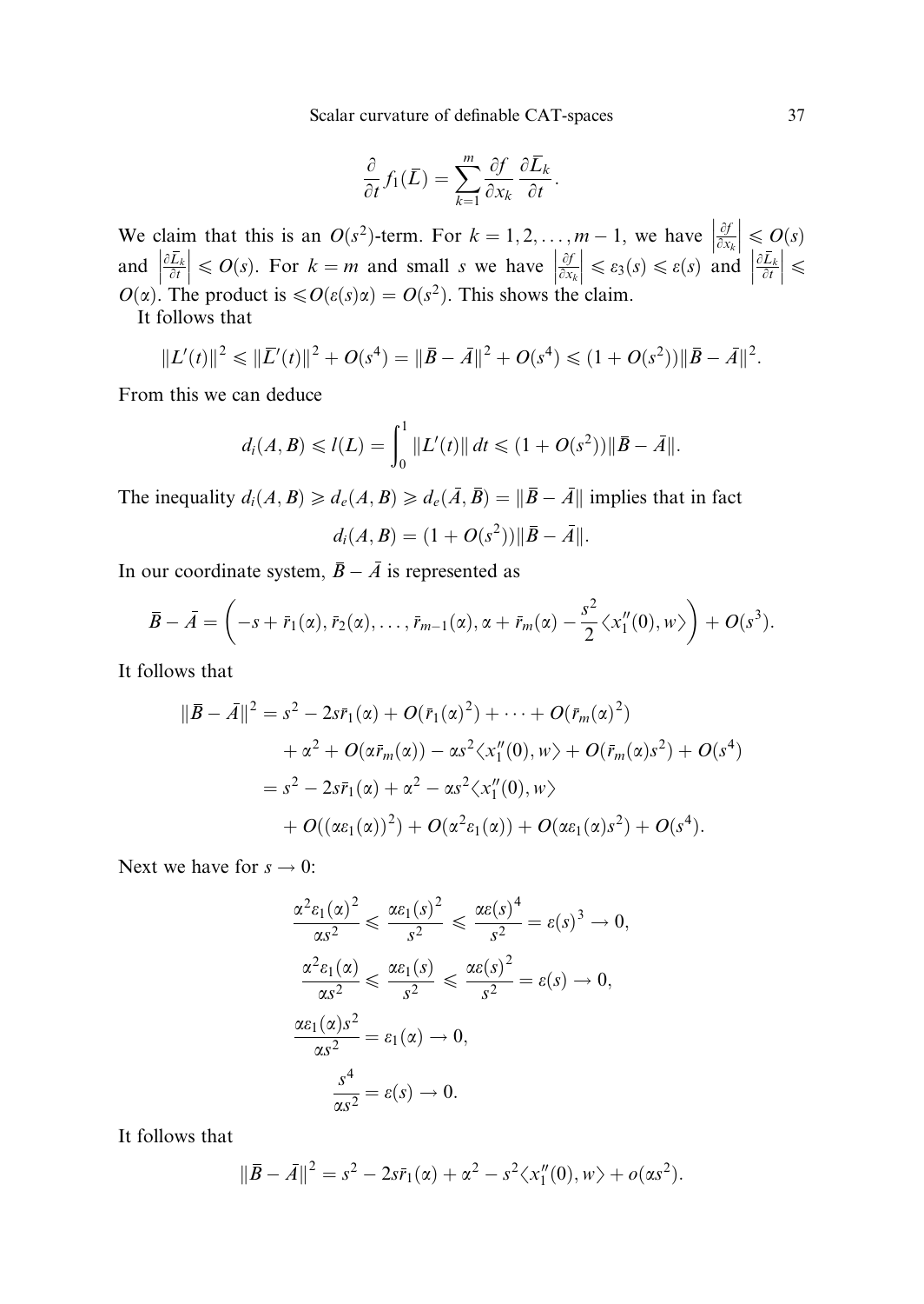$$\frac{\partial}{\partial t} f_1(\bar{L}) = \sum_{k=1}^{m} \frac{\partial f}{\partial x_k} \frac{\partial \bar{L}_k}{\partial t}.$$

We claim that this is an $O(s^2)$-term. For $k = 1, 2, \ldots, m-1$, we have $\left|\frac{\partial f}{\partial x_k}\right| \leqslant O(s)$ and $\left|\frac{\partial \bar{L}_k}{\partial t}\right| \leqslant O(s)$. For $k = m$ and small $s$ we have $\left|\frac{\partial f}{\partial x_k}\right| \leqslant \varepsilon_3(s) \leqslant \varepsilon(s)$ and $\left|\frac{\partial \bar{L}_k}{\partial t}\right| \leqslant O(\alpha)$. The product is $\leqslant O(\varepsilon(s)\alpha) = O(s^2)$. This shows the claim.

It follows that

$$\|L'(t)\|^2 \leqslant \|\bar{L}'(t)\|^2 + O(s^4) = \|\bar{B} - \bar{A}\|^2 + O(s^4) \leqslant (1 + O(s^2))\|\bar{B} - \bar{A}\|^2.$$

From this we can deduce

$$d_i(A, B) \leqslant l(L) = \int_0^1 \|L'(t)\|\, dt \leqslant (1 + O(s^2))\|\bar{B} - \bar{A}\|.$$

The inequality $d_i(A, B) \geqslant d_e(A, B) \geqslant d_e(\bar{A}, \bar{B}) = \|\bar{B} - \bar{A}\|$ implies that in fact

$$d_i(A, B) = (1 + O(s^2))\|\bar{B} - \bar{A}\|.$$

In our coordinate system, $\bar{B} - \bar{A}$ is represented as

$$\bar{B} - \bar{A} = \left(-s + \bar{r}_1(\alpha), \bar{r}_2(\alpha), \ldots, \bar{r}_{m-1}(\alpha), \alpha + \bar{r}_m(\alpha) - \frac{s^2}{2}\langle x_1''(0), w\rangle\right) + O(s^3).$$

It follows that

$$\begin{aligned}
\|\bar{B} - \bar{A}\|^2 &= s^2 - 2s\bar{r}_1(\alpha) + O(\bar{r}_1(\alpha)^2) + \cdots + O(\bar{r}_m(\alpha)^2) \\
&\quad + \alpha^2 + O(\alpha \bar{r}_m(\alpha)) - \alpha s^2 \langle x_1''(0), w\rangle + O(\bar{r}_m(\alpha)s^2) + O(s^4) \\
&= s^2 - 2s\bar{r}_1(\alpha) + \alpha^2 - \alpha s^2\langle x_1''(0), w\rangle \\
&\quad + O((\alpha\varepsilon_1(\alpha))^2) + O(\alpha^2\varepsilon_1(\alpha)) + O(\alpha\varepsilon_1(\alpha)s^2) + O(s^4).
\end{aligned}$$

Next we have for $s \to 0$:

$$\begin{aligned}
\frac{\alpha^2\varepsilon_1(\alpha)^2}{\alpha s^2} &\leqslant \frac{\alpha\varepsilon_1(s)^2}{s^2} \leqslant \frac{\alpha\varepsilon(s)^4}{s^2} = \varepsilon(s)^3 \to 0, \\
\frac{\alpha^2\varepsilon_1(\alpha)}{\alpha s^2} &\leqslant \frac{\alpha\varepsilon_1(s)}{s^2} \leqslant \frac{\alpha\varepsilon(s)^2}{s^2} = \varepsilon(s) \to 0, \\
\frac{\alpha\varepsilon_1(\alpha)s^2}{\alpha s^2} &= \varepsilon_1(\alpha) \to 0, \\
\frac{s^4}{\alpha s^2} &= \varepsilon(s) \to 0.
\end{aligned}$$

It follows that

$$\|\bar{B} - \bar{A}\|^2 = s^2 - 2s\bar{r}_1(\alpha) + \alpha^2 - s^2\langle x_1''(0), w\rangle + o(\alpha s^2).$$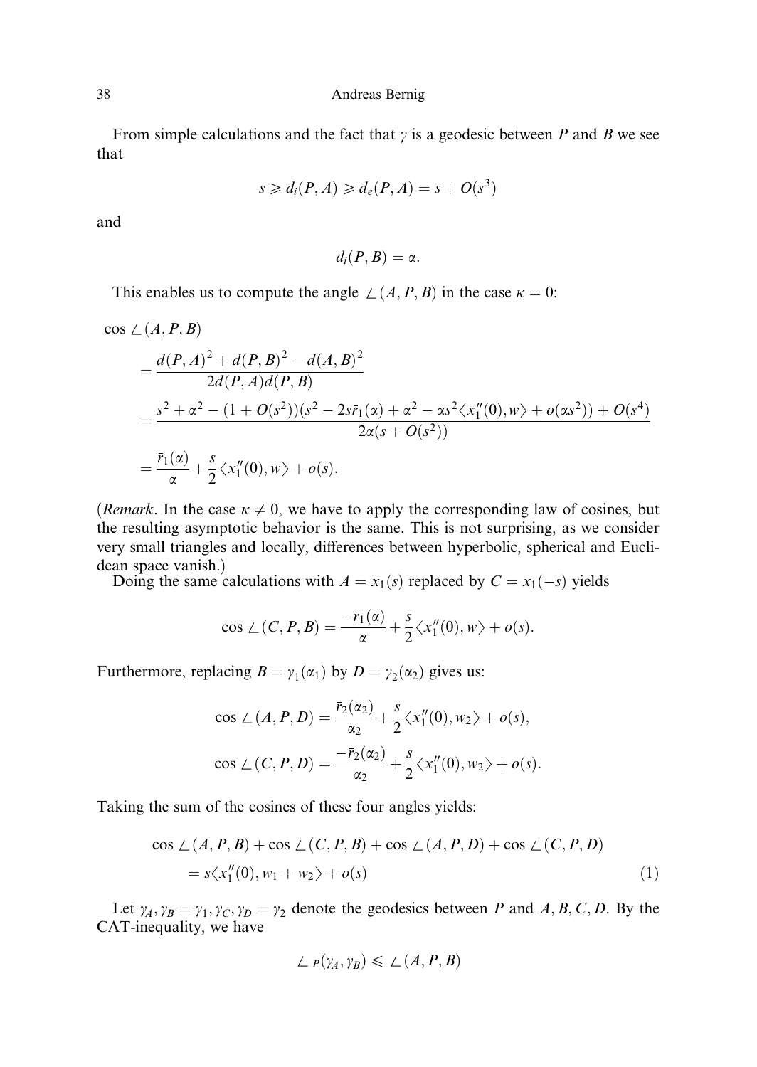From simple calculations and the fact that $\gamma$ is a geodesic between $P$ and $B$ we see that

$$s \geqslant d_i(P, A) \geqslant d_e(P, A) = s + O(s^3)$$

and

$$d_i(P, B) = \alpha.$$

This enables us to compute the angle $\angle(A, P, B)$ in the case $\kappa = 0$:

$$\begin{aligned}
\cos \angle(A, P, B)
&= \frac{d(P,A)^2 + d(P,B)^2 - d(A,B)^2}{2d(P,A)d(P,B)} \\
&= \frac{s^2 + \alpha^2 - (1 + O(s^2))(s^2 - 2s\bar{r}_1(\alpha) + \alpha^2 - \alpha s^2 \langle x_1''(0), w\rangle + o(\alpha s^2)) + O(s^4)}{2\alpha(s + O(s^2))} \\
&= \frac{\bar{r}_1(\alpha)}{\alpha} + \frac{s}{2}\langle x_1''(0), w\rangle + o(s).
\end{aligned}$$

(*Remark*. In the case $\kappa \neq 0$, we have to apply the corresponding law of cosines, but the resulting asymptotic behavior is the same. This is not surprising, as we consider very small triangles and locally, differences between hyperbolic, spherical and Euclidean space vanish.)

Doing the same calculations with $A = x_1(s)$ replaced by $C = x_1(-s)$ yields

$$\cos \angle(C, P, B) = \frac{-\bar{r}_1(\alpha)}{\alpha} + \frac{s}{2}\langle x_1''(0), w\rangle + o(s).$$

Furthermore, replacing $B = \gamma_1(\alpha_1)$ by $D = \gamma_2(\alpha_2)$ gives us:

$$\cos \angle(A, P, D) = \frac{\bar{r}_2(\alpha_2)}{\alpha_2} + \frac{s}{2}\langle x_1''(0), w_2\rangle + o(s),$$

$$\cos \angle(C, P, D) = \frac{-\bar{r}_2(\alpha_2)}{\alpha_2} + \frac{s}{2}\langle x_1''(0), w_2\rangle + o(s).$$

Taking the sum of the cosines of these four angles yields:

$$\begin{aligned}
&\cos \angle(A, P, B) + \cos \angle(C, P, B) + \cos \angle(A, P, D) + \cos \angle(C, P, D) \\
&\quad = s\langle x_1''(0), w_1 + w_2\rangle + o(s) \qquad (1)
\end{aligned}$$

Let $\gamma_A, \gamma_B = \gamma_1, \gamma_C, \gamma_D = \gamma_2$ denote the geodesics between $P$ and $A, B, C, D$. By the CAT-inequality, we have

$$\angle_P(\gamma_A, \gamma_B) \leqslant \angle(A, P, B)$$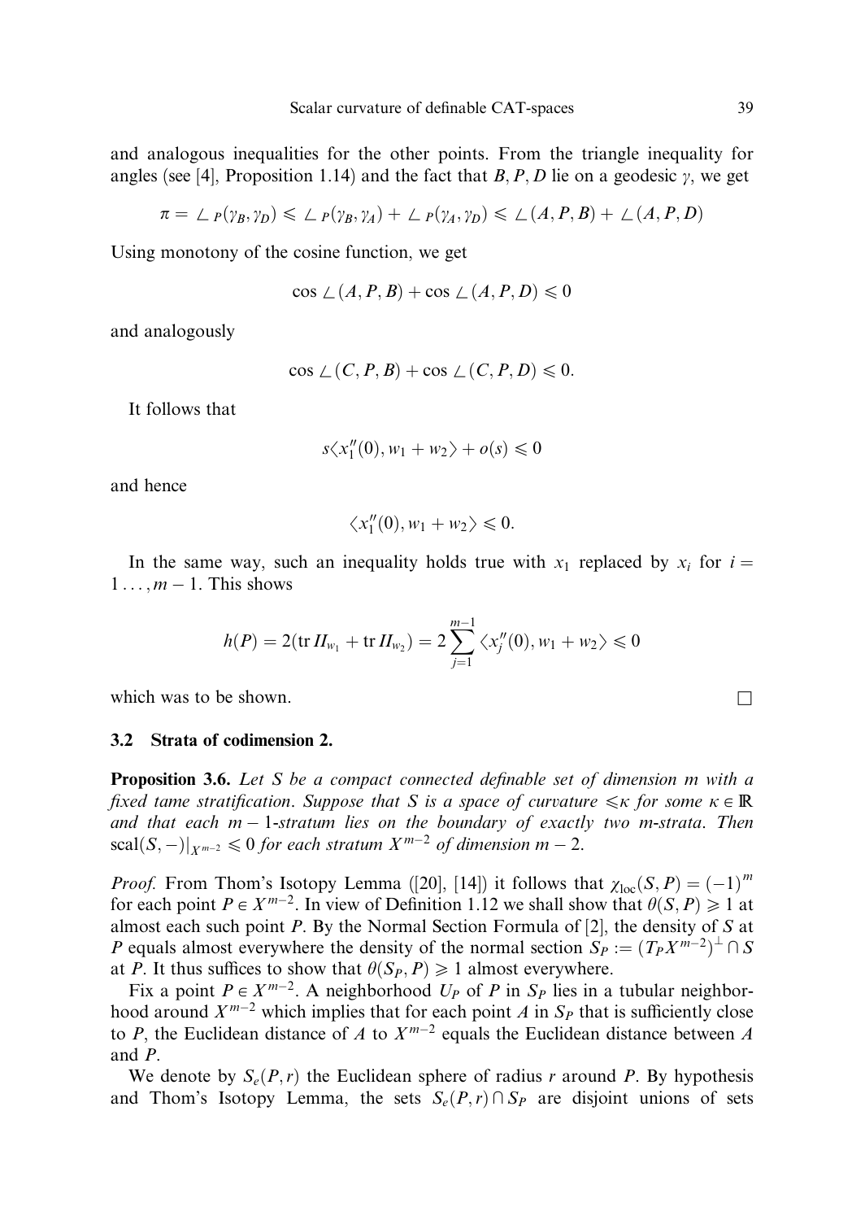and analogous inequalities for the other points. From the triangle inequality for angles (see [4], Proposition 1.14) and the fact that $B, P, D$ lie on a geodesic $\gamma$, we get

$$\pi = \angle_P(\gamma_B, \gamma_D) \leqslant \angle_P(\gamma_B, \gamma_A) + \angle_P(\gamma_A, \gamma_D) \leqslant \angle(A, P, B) + \angle(A, P, D)$$

Using monotony of the cosine function, we get

$$\cos \angle(A, P, B) + \cos \angle(A, P, D) \leqslant 0$$

and analogously

$$\cos \angle(C, P, B) + \cos \angle(C, P, D) \leqslant 0.$$

It follows that

$$s\langle x_1''(0), w_1 + w_2 \rangle + o(s) \leqslant 0$$

and hence

$$\langle x_1''(0), w_1 + w_2 \rangle \leqslant 0.$$

In the same way, such an inequality holds true with $x_1$ replaced by $x_i$ for $i = 1 \dots, m-1$. This shows

$$h(P) = 2(\operatorname{tr} II_{w_1} + \operatorname{tr} II_{w_2}) = 2 \sum_{j=1}^{m-1} \langle x_j''(0), w_1 + w_2 \rangle \leqslant 0$$

which was to be shown. □

### 3.2 Strata of codimension 2.

**Proposition 3.6.** *Let $S$ be a compact connected definable set of dimension $m$ with a fixed tame stratification. Suppose that $S$ is a space of curvature $\leqslant \kappa$ for some $\kappa \in \mathbb{R}$ and that each $m-1$-stratum lies on the boundary of exactly two $m$-strata. Then $\operatorname{scal}(S, -)|_{X^{m-2}} \leqslant 0$ for each stratum $X^{m-2}$ of dimension $m-2$.*

*Proof.* From Thom's Isotopy Lemma ([20], [14]) it follows that $\chi_{\mathrm{loc}}(S, P) = (-1)^m$ for each point $P \in X^{m-2}$. In view of Definition 1.12 we shall show that $\theta(S, P) \geqslant 1$ at almost each such point $P$. By the Normal Section Formula of [2], the density of $S$ at $P$ equals almost everywhere the density of the normal section $S_P := (T_P X^{m-2})^{\perp} \cap S$ at $P$. It thus suffices to show that $\theta(S_P, P) \geqslant 1$ almost everywhere.

Fix a point $P \in X^{m-2}$. A neighborhood $U_P$ of $P$ in $S_P$ lies in a tubular neighborhood around $X^{m-2}$ which implies that for each point $A$ in $S_P$ that is sufficiently close to $P$, the Euclidean distance of $A$ to $X^{m-2}$ equals the Euclidean distance between $A$ and $P$.

We denote by $S_e(P, r)$ the Euclidean sphere of radius $r$ around $P$. By hypothesis and Thom's Isotopy Lemma, the sets $S_e(P, r) \cap S_P$ are disjoint unions of sets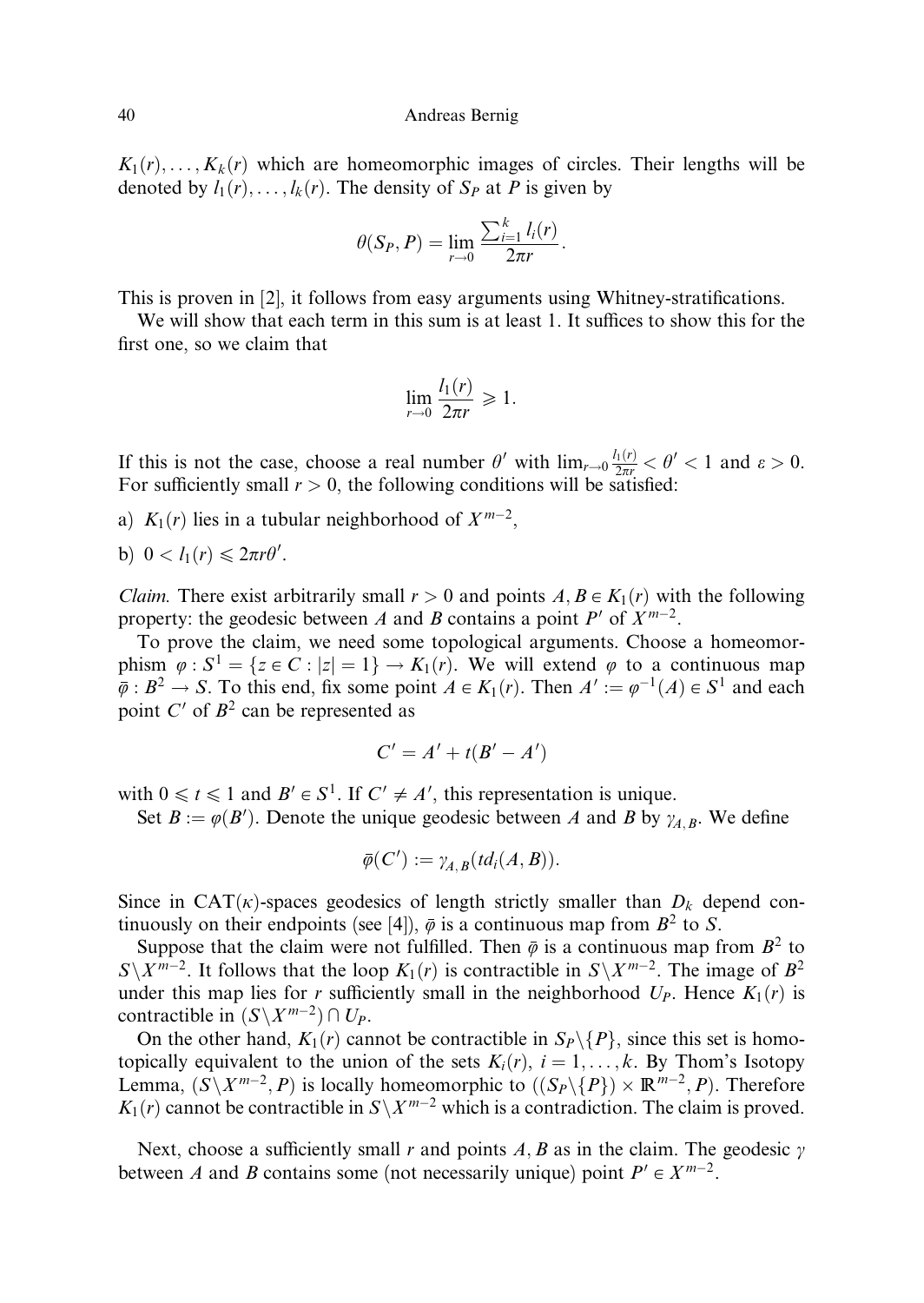$K_1(r), \dots, K_k(r)$ which are homeomorphic images of circles. Their lengths will be denoted by $l_1(r), \dots, l_k(r)$. The density of $S_P$ at $P$ is given by

$$\theta(S_P, P) = \lim_{r \to 0} \frac{\sum_{i=1}^k l_i(r)}{2\pi r}.$$

This is proven in [2], it follows from easy arguments using Whitney-stratifications.

We will show that each term in this sum is at least 1. It suffices to show this for the first one, so we claim that

$$\lim_{r \to 0} \frac{l_1(r)}{2\pi r} \geqslant 1.$$

If this is not the case, choose a real number $\theta'$ with $\lim_{r \to 0} \frac{l_1(r)}{2\pi r} < \theta' < 1$ and $\varepsilon > 0$. For sufficiently small $r > 0$, the following conditions will be satisfied:

a) $K_1(r)$ lies in a tubular neighborhood of $X^{m-2}$,

b) $0 < l_1(r) \leqslant 2\pi r \theta'$.

*Claim.* There exist arbitrarily small $r > 0$ and points $A, B \in K_1(r)$ with the following property: the geodesic between $A$ and $B$ contains a point $P'$ of $X^{m-2}$.

To prove the claim, we need some topological arguments. Choose a homeomorphism $\varphi : S^1 = \{z \in C : |z| = 1\} \to K_1(r)$. We will extend $\varphi$ to a continuous map $\bar{\varphi} : B^2 \to S$. To this end, fix some point $A \in K_1(r)$. Then $A' := \varphi^{-1}(A) \in S^1$ and each point $C'$ of $B^2$ can be represented as

$$C' = A' + t(B' - A')$$

with $0 \leqslant t \leqslant 1$ and $B' \in S^1$. If $C' \neq A'$, this representation is unique.

Set $B := \varphi(B')$. Denote the unique geodesic between $A$ and $B$ by $\gamma_{A,B}$. We define

$$\bar{\varphi}(C') := \gamma_{A,B}(t d_i(A, B)).$$

Since in $\mathrm{CAT}(\kappa)$-spaces geodesics of length strictly smaller than $D_k$ depend continuously on their endpoints (see [4]), $\bar{\varphi}$ is a continuous map from $B^2$ to $S$.

Suppose that the claim were not fulfilled. Then $\bar{\varphi}$ is a continuous map from $B^2$ to $S \backslash X^{m-2}$. It follows that the loop $K_1(r)$ is contractible in $S \backslash X^{m-2}$. The image of $B^2$ under this map lies for $r$ sufficiently small in the neighborhood $U_P$. Hence $K_1(r)$ is contractible in $(S \backslash X^{m-2}) \cap U_P$.

On the other hand, $K_1(r)$ cannot be contractible in $S_P \backslash \{P\}$, since this set is homotopically equivalent to the union of the sets $K_i(r)$, $i = 1, \dots, k$. By Thom's Isotopy Lemma, $(S \backslash X^{m-2}, P)$ is locally homeomorphic to $((S_P \backslash \{P\}) \times \mathbb{R}^{m-2}, P)$. Therefore $K_1(r)$ cannot be contractible in $S \backslash X^{m-2}$ which is a contradiction. The claim is proved.

Next, choose a sufficiently small $r$ and points $A, B$ as in the claim. The geodesic $\gamma$ between $A$ and $B$ contains some (not necessarily unique) point $P' \in X^{m-2}$.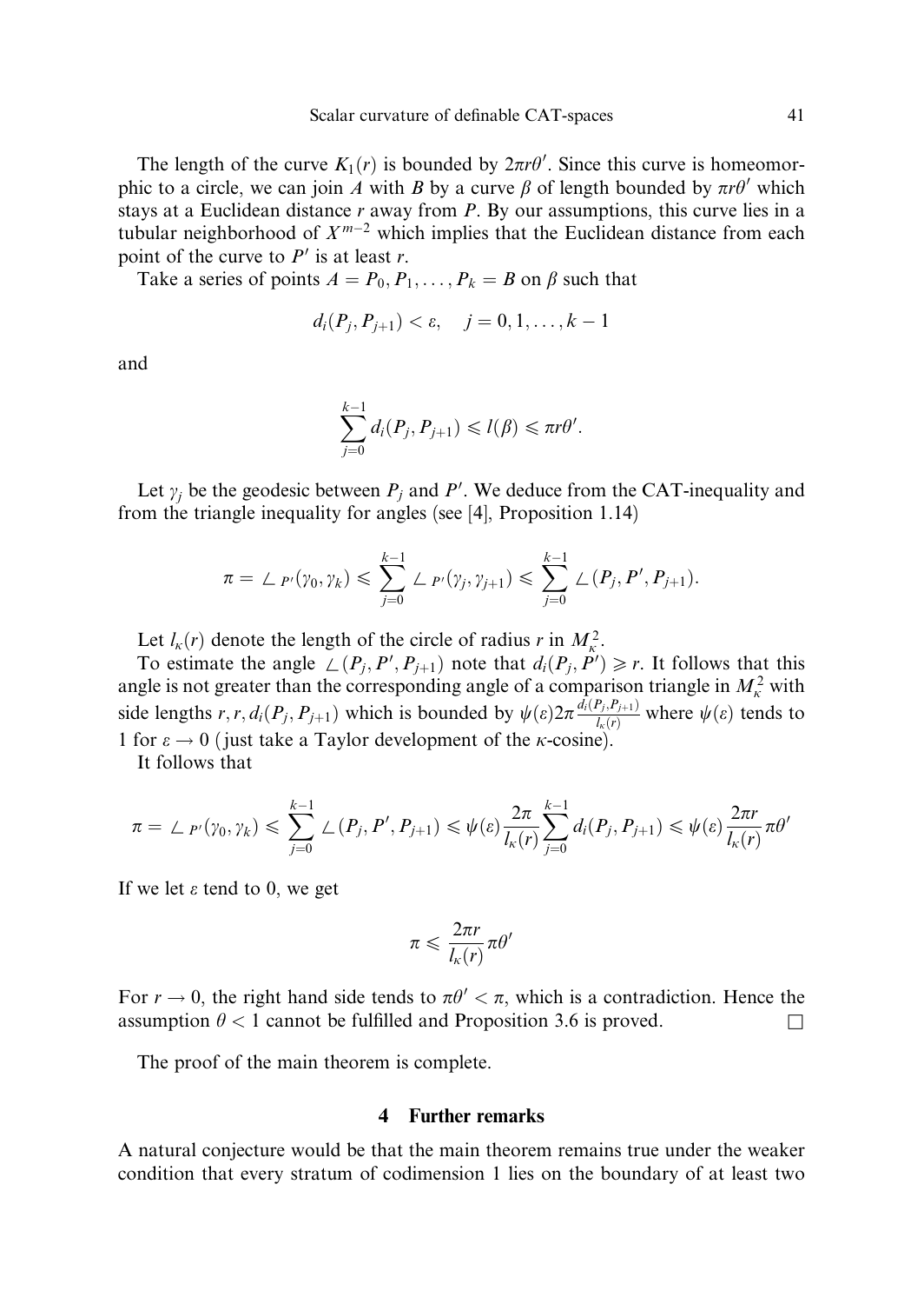The length of the curve $K_1(r)$ is bounded by $2\pi r\theta'$. Since this curve is homeomorphic to a circle, we can join $A$ with $B$ by a curve $\beta$ of length bounded by $\pi r\theta'$ which stays at a Euclidean distance $r$ away from $P$. By our assumptions, this curve lies in a tubular neighborhood of $X^{m-2}$ which implies that the Euclidean distance from each point of the curve to $P'$ is at least $r$.

Take a series of points $A = P_0, P_1, \ldots, P_k = B$ on $\beta$ such that

$$d_i(P_j, P_{j+1}) < \varepsilon, \quad j = 0, 1, \ldots, k-1$$

and

$$\sum_{j=0}^{k-1} d_i(P_j, P_{j+1}) \leqslant l(\beta) \leqslant \pi r\theta'.$$

Let $\gamma_j$ be the geodesic between $P_j$ and $P'$. We deduce from the CAT-inequality and from the triangle inequality for angles (see [4], Proposition 1.14)

$$\pi = \angle_{P'}(\gamma_0, \gamma_k) \leqslant \sum_{j=0}^{k-1} \angle_{P'}(\gamma_j, \gamma_{j+1}) \leqslant \sum_{j=0}^{k-1} \angle(P_j, P', P_{j+1}).$$

Let $l_\kappa(r)$ denote the length of the circle of radius $r$ in $M_\kappa^2$.

To estimate the angle $\angle(P_j, P', P_{j+1})$ note that $d_i(P_j, P') \geqslant r$. It follows that this angle is not greater than the corresponding angle of a comparison triangle in $M_\kappa^2$ with side lengths $r, r, d_i(P_j, P_{j+1})$ which is bounded by $\psi(\varepsilon) 2\pi \frac{d_i(P_j, P_{j+1})}{l_\kappa(r)}$ where $\psi(\varepsilon)$ tends to 1 for $\varepsilon \to 0$ (just take a Taylor development of the $\kappa$-cosine).

It follows that

$$\pi = \angle_{P'}(\gamma_0, \gamma_k) \leqslant \sum_{j=0}^{k-1} \angle(P_j, P', P_{j+1}) \leqslant \psi(\varepsilon) \frac{2\pi}{l_\kappa(r)} \sum_{j=0}^{k-1} d_i(P_j, P_{j+1}) \leqslant \psi(\varepsilon) \frac{2\pi r}{l_\kappa(r)} \pi\theta'$$

If we let $\varepsilon$ tend to 0, we get

$$\pi \leqslant \frac{2\pi r}{l_\kappa(r)} \pi\theta'$$

For $r \to 0$, the right hand side tends to $\pi\theta' < \pi$, which is a contradiction. Hence the assumption $\theta < 1$ cannot be fulfilled and Proposition 3.6 is proved. $\square$

The proof of the main theorem is complete.

## 4 Further remarks

A natural conjecture would be that the main theorem remains true under the weaker condition that every stratum of codimension 1 lies on the boundary of at least two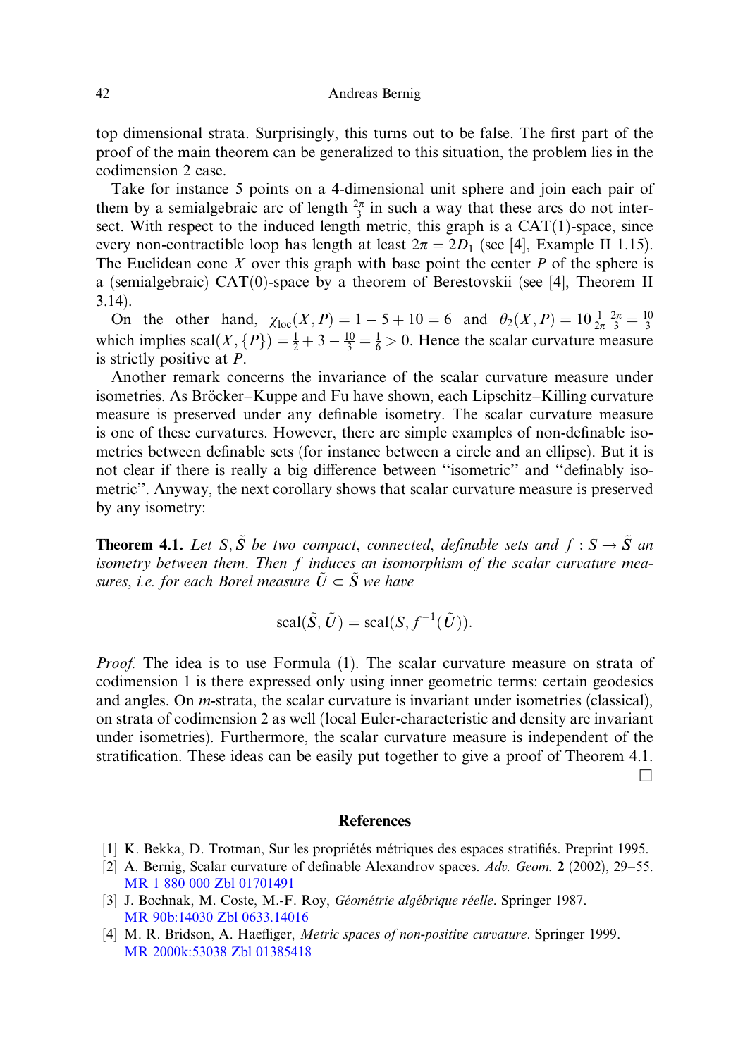top dimensional strata. Surprisingly, this turns out to be false. The first part of the proof of the main theorem can be generalized to this situation, the problem lies in the codimension 2 case.

Take for instance 5 points on a 4-dimensional unit sphere and join each pair of them by a semialgebraic arc of length $\frac{2\pi}{3}$ in such a way that these arcs do not intersect. With respect to the induced length metric, this graph is a CAT(1)-space, since every non-contractible loop has length at least $2\pi = 2D_1$ (see [4], Example II 1.15). The Euclidean cone $X$ over this graph with base point the center $P$ of the sphere is a (semialgebraic) CAT(0)-space by a theorem of Berestovskii (see [4], Theorem II 3.14).

On the other hand, $\chi_{\mathrm{loc}}(X, P) = 1 - 5 + 10 = 6$ and $\theta_2(X, P) = 10 \frac{1}{2\pi} \frac{2\pi}{3} = \frac{10}{3}$ which implies $\mathrm{scal}(X, \{P\}) = \frac{1}{2} + 3 - \frac{10}{3} = \frac{1}{6} > 0$. Hence the scalar curvature measure is strictly positive at $P$.

Another remark concerns the invariance of the scalar curvature measure under isometries. As Bröcker–Kuppe and Fu have shown, each Lipschitz–Killing curvature measure is preserved under any definable isometry. The scalar curvature measure is one of these curvatures. However, there are simple examples of non-definable isometries between definable sets (for instance between a circle and an ellipse). But it is not clear if there is really a big difference between "isometric" and "definably isometric". Anyway, the next corollary shows that scalar curvature measure is preserved by any isometry:

**Theorem 4.1.** *Let $S, \tilde{S}$ be two compact, connected, definable sets and $f : S \to \tilde{S}$ an isometry between them. Then $f$ induces an isomorphism of the scalar curvature measures, i.e. for each Borel measure $\tilde{U} \subset \tilde{S}$ we have*

$$\mathrm{scal}(\tilde{S}, \tilde{U}) = \mathrm{scal}(S, f^{-1}(\tilde{U})).$$

*Proof.* The idea is to use Formula (1). The scalar curvature measure on strata of codimension 1 is there expressed only using inner geometric terms: certain geodesics and angles. On $m$-strata, the scalar curvature is invariant under isometries (classical), on strata of codimension 2 as well (local Euler-characteristic and density are invariant under isometries). Furthermore, the scalar curvature measure is independent of the stratification. These ideas can be easily put together to give a proof of Theorem 4.1. □

## References

[1] K. Bekka, D. Trotman, Sur les propriétés métriques des espaces stratifiés. Preprint 1995.

[2] A. Bernig, Scalar curvature of definable Alexandrov spaces. *Adv. Geom.* **2** (2002), 29–55. MR 1 880 000 Zbl 01701491

[3] J. Bochnak, M. Coste, M.-F. Roy, *Géométrie algébrique réelle*. Springer 1987. MR 90b:14030 Zbl 0633.14016

[4] M. R. Bridson, A. Haefliger, *Metric spaces of non-positive curvature*. Springer 1999. MR 2000k:53038 Zbl 01385418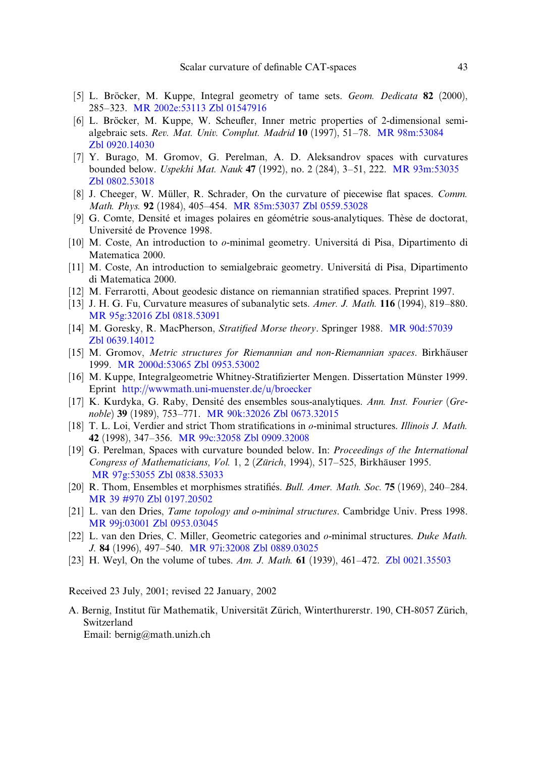[5] L. Bröcker, M. Kuppe, Integral geometry of tame sets. *Geom. Dedicata* **82** (2000), 285–323. MR 2002e:53113 Zbl 01547916

[6] L. Bröcker, M. Kuppe, W. Scheufler, Inner metric properties of 2-dimensional semi-algebraic sets. *Rev. Mat. Univ. Complut. Madrid* **10** (1997), 51–78. MR 98m:53084 Zbl 0920.14030

[7] Y. Burago, M. Gromov, G. Perelman, A. D. Aleksandrov spaces with curvatures bounded below. *Uspekhi Mat. Nauk* **47** (1992), no. 2 (284), 3–51, 222. MR 93m:53035 Zbl 0802.53018

[8] J. Cheeger, W. Müller, R. Schrader, On the curvature of piecewise flat spaces. *Comm. Math. Phys.* **92** (1984), 405–454. MR 85m:53037 Zbl 0559.53028

[9] G. Comte, Densité et images polaires en géométrie sous-analytiques. Thèse de doctorat, Université de Provence 1998.

[10] M. Coste, An introduction to *o*-minimal geometry. Universitá di Pisa, Dipartimento di Matematica 2000.

[11] M. Coste, An introduction to semialgebraic geometry. Universitá di Pisa, Dipartimento di Matematica 2000.

[12] M. Ferrarotti, About geodesic distance on riemannian stratified spaces. Preprint 1997.

[13] J. H. G. Fu, Curvature measures of subanalytic sets. *Amer. J. Math.* **116** (1994), 819–880. MR 95g:32016 Zbl 0818.53091

[14] M. Goresky, R. MacPherson, *Stratified Morse theory*. Springer 1988. MR 90d:57039 Zbl 0639.14012

[15] M. Gromov, *Metric structures for Riemannian and non-Riemannian spaces*. Birkhäuser 1999. MR 2000d:53065 Zbl 0953.53002

[16] M. Kuppe, Integralgeometrie Whitney-Stratifizierter Mengen. Dissertation Münster 1999. Eprint http://wwwmath.uni-muenster.de/u/broecker

[17] K. Kurdyka, G. Raby, Densité des ensembles sous-analytiques. *Ann. Inst. Fourier* (*Grenoble*) **39** (1989), 753–771. MR 90k:32026 Zbl 0673.32015

[18] T. L. Loi, Verdier and strict Thom stratifications in *o*-minimal structures. *Illinois J. Math.* **42** (1998), 347–356. MR 99c:32058 Zbl 0909.32008

[19] G. Perelman, Spaces with curvature bounded below. In: *Proceedings of the International Congress of Mathematicians, Vol.* 1, 2 (*Zürich*, 1994), 517–525, Birkhäuser 1995. MR 97g:53055 Zbl 0838.53033

[20] R. Thom, Ensembles et morphismes stratifiés. *Bull. Amer. Math. Soc.* **75** (1969), 240–284. MR 39 #970 Zbl 0197.20502

[21] L. van den Dries, *Tame topology and o-minimal structures*. Cambridge Univ. Press 1998. MR 99j:03001 Zbl 0953.03045

[22] L. van den Dries, C. Miller, Geometric categories and *o*-minimal structures. *Duke Math. J.* **84** (1996), 497–540. MR 97i:32008 Zbl 0889.03025

[23] H. Weyl, On the volume of tubes. *Am. J. Math.* **61** (1939), 461–472. Zbl 0021.35503

Received 23 July, 2001; revised 22 January, 2002

A. Bernig, Institut für Mathematik, Universität Zürich, Winterthurerstr. 190, CH-8057 Zürich, Switzerland
Email: bernig@math.unizh.ch